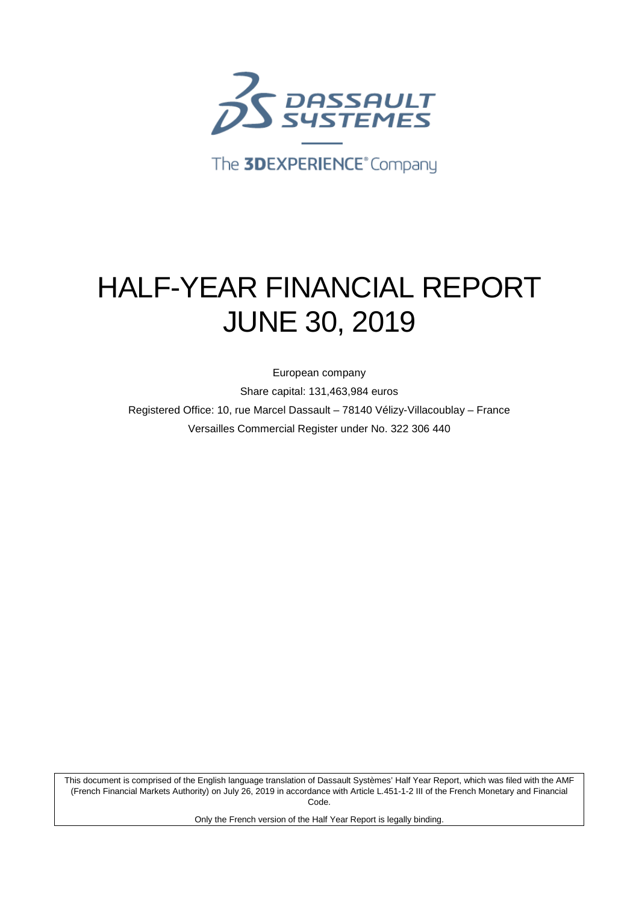DASSAULT SYSTEMES

The 3DEXPERIENCE® Company

# HALF-YEAR FINANCIAL REPORT
# JUNE 30, 2019

European company

Share capital: 131,463,984 euros

Registered Office: 10, rue Marcel Dassault – 78140 Vélizy-Villacoublay – France

Versailles Commercial Register under No. 322 306 440

This document is comprised of the English language translation of Dassault Systèmes' Half Year Report, which was filed with the AMF (French Financial Markets Authority) on July 26, 2019 in accordance with Article L.451-1-2 III of the French Monetary and Financial Code.

Only the French version of the Half Year Report is legally binding.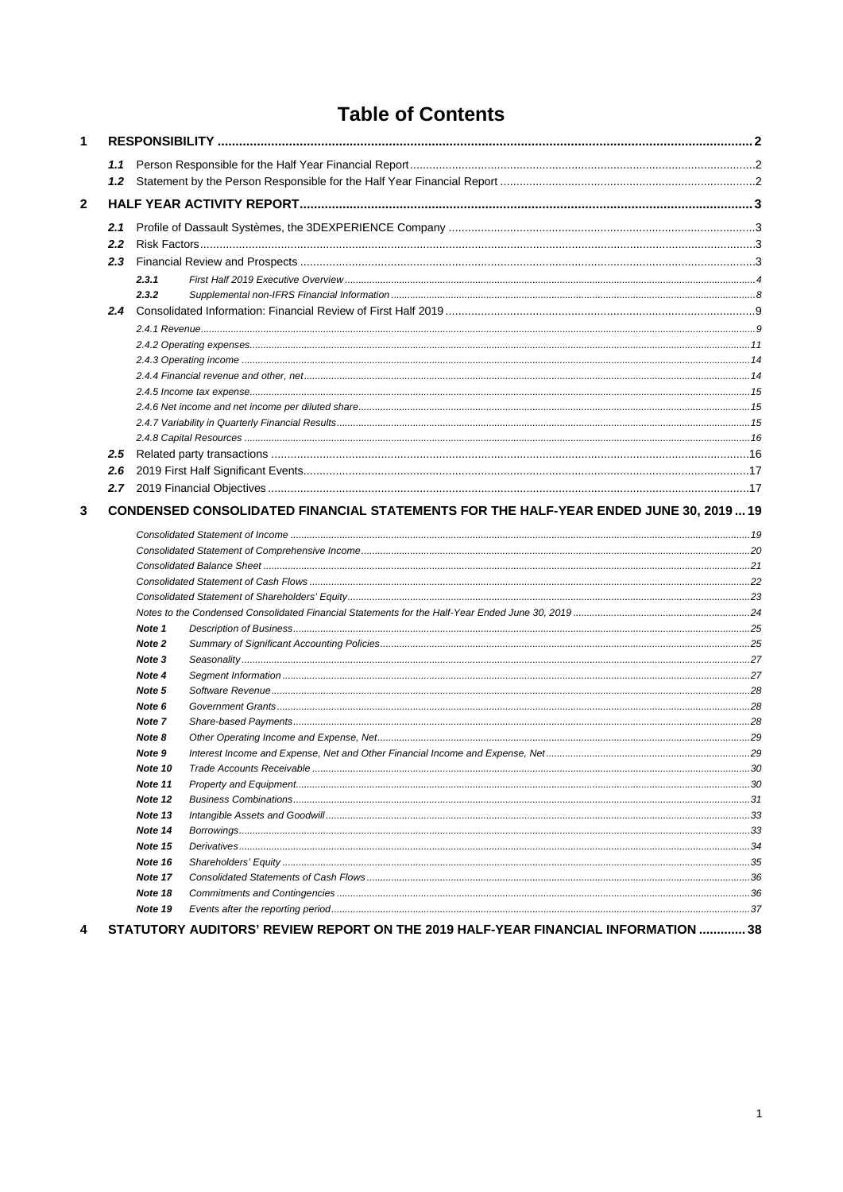# Table of Contents

**1 RESPONSIBILITY** ..... 2

- *1.1* Person Responsible for the Half Year Financial Report ..... 2
- *1.2* Statement by the Person Responsible for the Half Year Financial Report ..... 2

**2 HALF YEAR ACTIVITY REPORT** ..... 3

- *2.1* Profile of Dassault Systèmes, the 3DEXPERIENCE Company ..... 3
- *2.2* Risk Factors ..... 3
- *2.3* Financial Review and Prospects ..... 3
  - *2.3.1* *First Half 2019 Executive Overview* ..... 4
  - *2.3.2* *Supplemental non-IFRS Financial Information* ..... 8
- *2.4* Consolidated Information: Financial Review of First Half 2019 ..... 9
  - *2.4.1 Revenue* ..... 9
  - *2.4.2 Operating expenses* ..... 11
  - *2.4.3 Operating income* ..... 14
  - *2.4.4 Financial revenue and other, net* ..... 14
  - *2.4.5 Income tax expense* ..... 15
  - *2.4.6 Net income and net income per diluted share* ..... 15
  - *2.4.7 Variability in Quarterly Financial Results* ..... 15
  - *2.4.8 Capital Resources* ..... 16
- *2.5* Related party transactions ..... 16
- *2.6* 2019 First Half Significant Events ..... 17
- *2.7* 2019 Financial Objectives ..... 17

**3 CONDENSED CONSOLIDATED FINANCIAL STATEMENTS FOR THE HALF-YEAR ENDED JUNE 30, 2019** ..... 19

- *Consolidated Statement of Income* ..... 19
- *Consolidated Statement of Comprehensive Income* ..... 20
- *Consolidated Balance Sheet* ..... 21
- *Consolidated Statement of Cash Flows* ..... 22
- *Consolidated Statement of Shareholders' Equity* ..... 23
- *Notes to the Condensed Consolidated Financial Statements for the Half-Year Ended June 30, 2019* ..... 24
  - *Note 1* *Description of Business* ..... 25
  - *Note 2* *Summary of Significant Accounting Policies* ..... 25
  - *Note 3* *Seasonality* ..... 27
  - *Note 4* *Segment Information* ..... 27
  - *Note 5* *Software Revenue* ..... 28
  - *Note 6* *Government Grants* ..... 28
  - *Note 7* *Share-based Payments* ..... 28
  - *Note 8* *Other Operating Income and Expense, Net* ..... 29
  - *Note 9* *Interest Income and Expense, Net and Other Financial Income and Expense, Net* ..... 29
  - *Note 10* *Trade Accounts Receivable* ..... 30
  - *Note 11* *Property and Equipment* ..... 30
  - *Note 12* *Business Combinations* ..... 31
  - *Note 13* *Intangible Assets and Goodwill* ..... 33
  - *Note 14* *Borrowings* ..... 33
  - *Note 15* *Derivatives* ..... 34
  - *Note 16* *Shareholders' Equity* ..... 35
  - *Note 17* *Consolidated Statements of Cash Flows* ..... 36
  - *Note 18* *Commitments and Contingencies* ..... 36
  - *Note 19* *Events after the reporting period* ..... 37

**4 STATUTORY AUDITORS' REVIEW REPORT ON THE 2019 HALF-YEAR FINANCIAL INFORMATION** ..... 38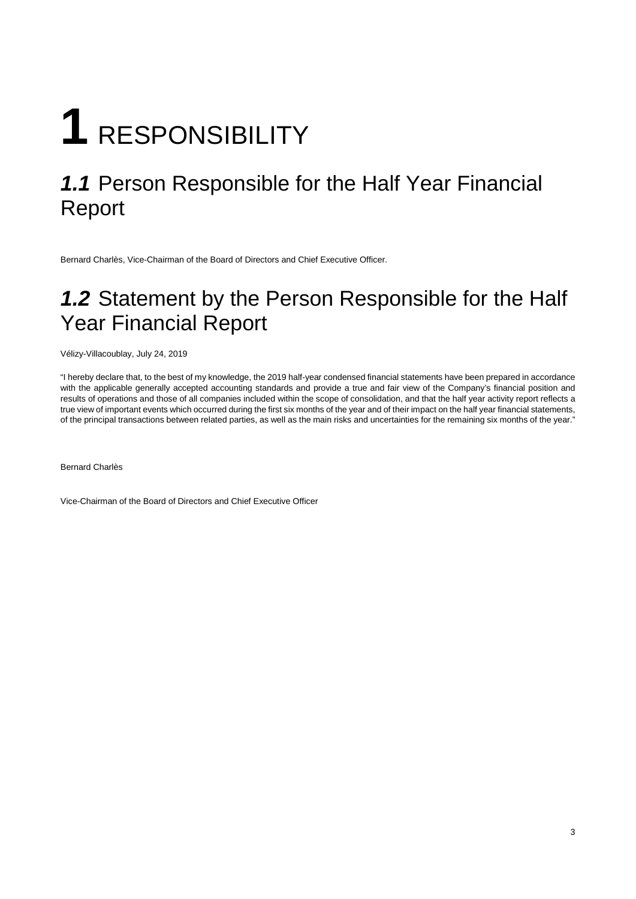# 1 RESPONSIBILITY

## *1.1* Person Responsible for the Half Year Financial Report

Bernard Charlès, Vice-Chairman of the Board of Directors and Chief Executive Officer.

## *1.2* Statement by the Person Responsible for the Half Year Financial Report

Vélizy-Villacoublay, July 24, 2019

"I hereby declare that, to the best of my knowledge, the 2019 half-year condensed financial statements have been prepared in accordance with the applicable generally accepted accounting standards and provide a true and fair view of the Company's financial position and results of operations and those of all companies included within the scope of consolidation, and that the half year activity report reflects a true view of important events which occurred during the first six months of the year and of their impact on the half year financial statements, of the principal transactions between related parties, as well as the main risks and uncertainties for the remaining six months of the year."

Bernard Charlès

Vice-Chairman of the Board of Directors and Chief Executive Officer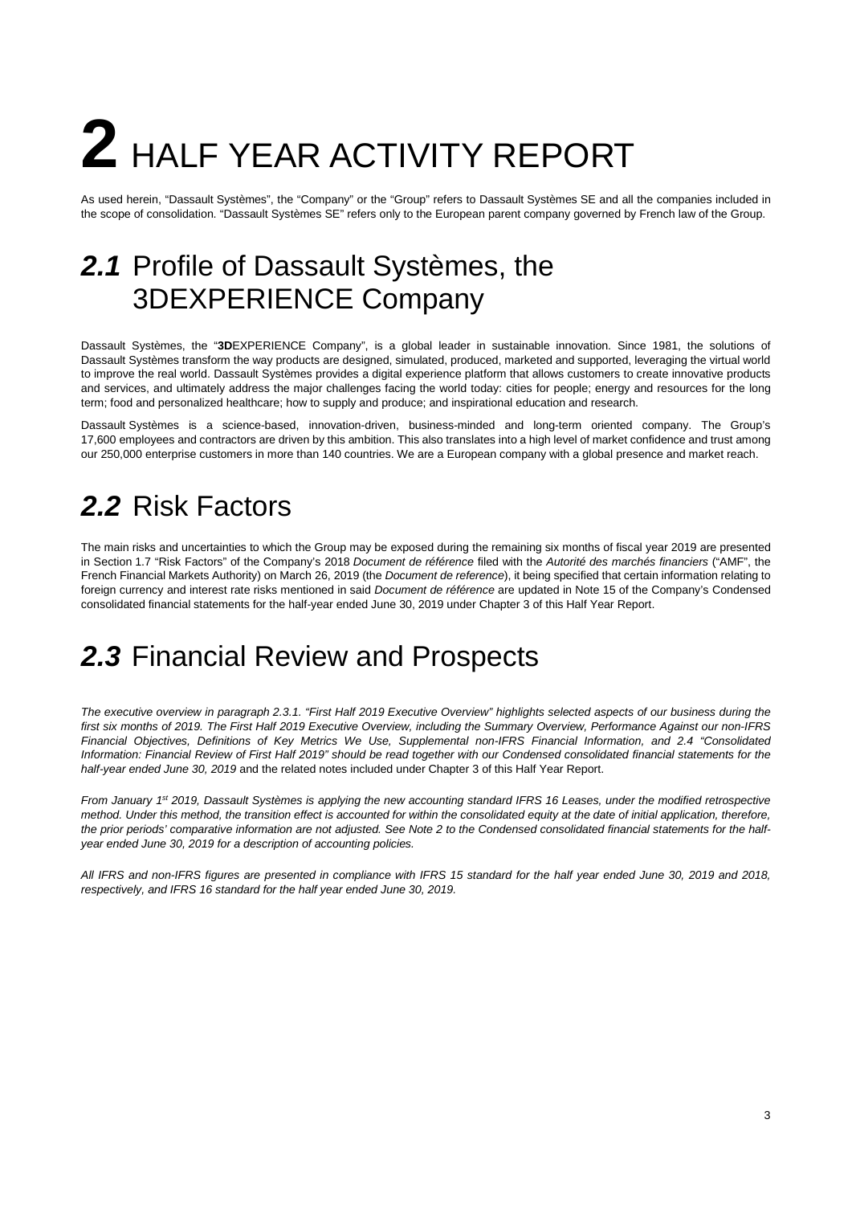# 2 HALF YEAR ACTIVITY REPORT

As used herein, "Dassault Systèmes", the "Company" or the "Group" refers to Dassault Systèmes SE and all the companies included in the scope of consolidation. "Dassault Systèmes SE" refers only to the European parent company governed by French law of the Group.

## *2.1* Profile of Dassault Systèmes, the 3DEXPERIENCE Company

Dassault Systèmes, the "**3D**EXPERIENCE Company", is a global leader in sustainable innovation. Since 1981, the solutions of Dassault Systèmes transform the way products are designed, simulated, produced, marketed and supported, leveraging the virtual world to improve the real world. Dassault Systèmes provides a digital experience platform that allows customers to create innovative products and services, and ultimately address the major challenges facing the world today: cities for people; energy and resources for the long term; food and personalized healthcare; how to supply and produce; and inspirational education and research.

Dassault Systèmes is a science-based, innovation-driven, business-minded and long-term oriented company. The Group's 17,600 employees and contractors are driven by this ambition. This also translates into a high level of market confidence and trust among our 250,000 enterprise customers in more than 140 countries. We are a European company with a global presence and market reach.

## *2.2* Risk Factors

The main risks and uncertainties to which the Group may be exposed during the remaining six months of fiscal year 2019 are presented in Section 1.7 "Risk Factors" of the Company's 2018 *Document de référence* filed with the *Autorité des marchés financiers* ("AMF", the French Financial Markets Authority) on March 26, 2019 (the *Document de reference*), it being specified that certain information relating to foreign currency and interest rate risks mentioned in said *Document de référence* are updated in Note 15 of the Company's Condensed consolidated financial statements for the half-year ended June 30, 2019 under Chapter 3 of this Half Year Report.

## *2.3* Financial Review and Prospects

*The executive overview in paragraph 2.3.1. "First Half 2019 Executive Overview" highlights selected aspects of our business during the first six months of 2019. The First Half 2019 Executive Overview, including the Summary Overview, Performance Against our non-IFRS Financial Objectives, Definitions of Key Metrics We Use, Supplemental non-IFRS Financial Information, and 2.4 "Consolidated Information: Financial Review of First Half 2019" should be read together with our Condensed consolidated financial statements for the half-year ended June 30, 2019* and the related notes included under Chapter 3 of this Half Year Report.

*From January 1st 2019, Dassault Systèmes is applying the new accounting standard IFRS 16 Leases, under the modified retrospective method. Under this method, the transition effect is accounted for within the consolidated equity at the date of initial application, therefore, the prior periods' comparative information are not adjusted. See Note 2 to the Condensed consolidated financial statements for the half-year ended June 30, 2019 for a description of accounting policies.*

*All IFRS and non-IFRS figures are presented in compliance with IFRS 15 standard for the half year ended June 30, 2019 and 2018, respectively, and IFRS 16 standard for the half year ended June 30, 2019.*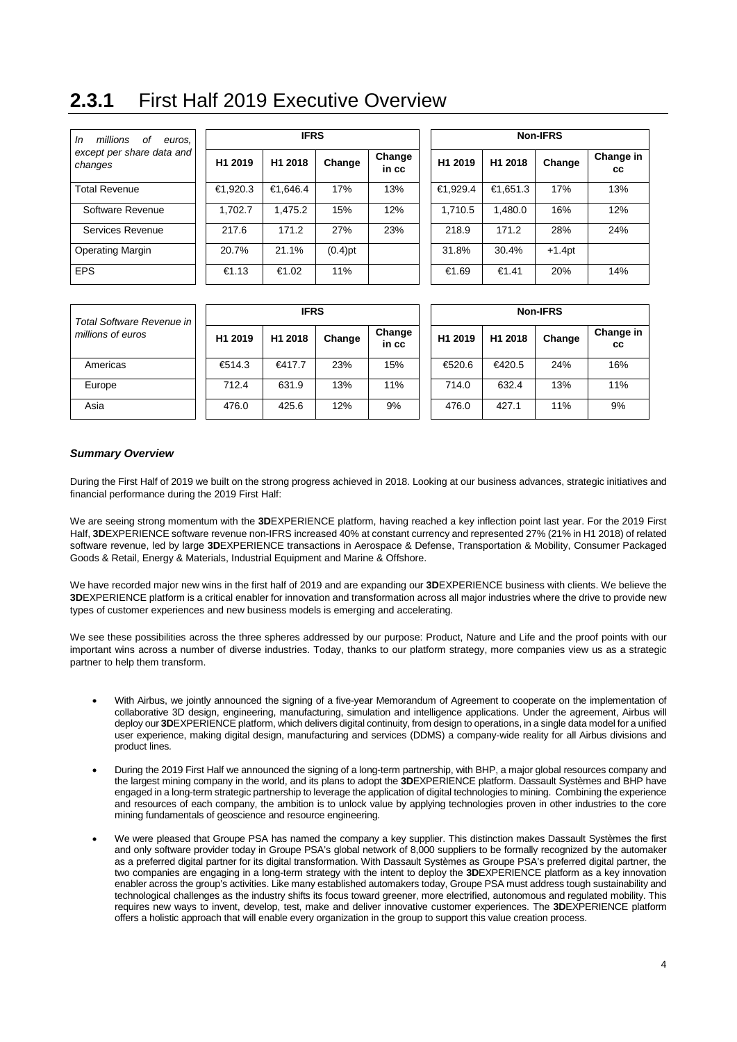# 2.3.1 First Half 2019 Executive Overview

| *In millions of euros, except per share data and changes* | IFRS | | | | Non-IFRS | | | |
|---|---|---|---|---|---|---|---|---|
| | H1 2019 | H1 2018 | Change | Change in cc | H1 2019 | H1 2018 | Change | Change in cc |
| Total Revenue | €1,920.3 | €1,646.4 | 17% | 13% | €1,929.4 | €1,651.3 | 17% | 13% |
| Software Revenue | 1,702.7 | 1,475.2 | 15% | 12% | 1,710.5 | 1,480.0 | 16% | 12% |
| Services Revenue | 217.6 | 171.2 | 27% | 23% | 218.9 | 171.2 | 28% | 24% |
| Operating Margin | 20.7% | 21.1% | (0.4)pt | | 31.8% | 30.4% | +1.4pt | |
| EPS | €1.13 | €1.02 | 11% | | €1.69 | €1.41 | 20% | 14% |

| *Total Software Revenue in millions of euros* | IFRS | | | | Non-IFRS | | | |
|---|---|---|---|---|---|---|---|---|
| | H1 2019 | H1 2018 | Change | Change in cc | H1 2019 | H1 2018 | Change | Change in cc |
| Americas | €514.3 | €417.7 | 23% | 15% | €520.6 | €420.5 | 24% | 16% |
| Europe | 712.4 | 631.9 | 13% | 11% | 714.0 | 632.4 | 13% | 11% |
| Asia | 476.0 | 425.6 | 12% | 9% | 476.0 | 427.1 | 11% | 9% |

***Summary Overview***

During the First Half of 2019 we built on the strong progress achieved in 2018. Looking at our business advances, strategic initiatives and financial performance during the 2019 First Half:

We are seeing strong momentum with the **3D**EXPERIENCE platform, having reached a key inflection point last year. For the 2019 First Half, **3D**EXPERIENCE software revenue non-IFRS increased 40% at constant currency and represented 27% (21% in H1 2018) of related software revenue, led by large **3D**EXPERIENCE transactions in Aerospace & Defense, Transportation & Mobility, Consumer Packaged Goods & Retail, Energy & Materials, Industrial Equipment and Marine & Offshore.

We have recorded major new wins in the first half of 2019 and are expanding our **3D**EXPERIENCE business with clients. We believe the **3D**EXPERIENCE platform is a critical enabler for innovation and transformation across all major industries where the drive to provide new types of customer experiences and new business models is emerging and accelerating.

We see these possibilities across the three spheres addressed by our purpose: Product, Nature and Life and the proof points with our important wins across a number of diverse industries. Today, thanks to our platform strategy, more companies view us as a strategic partner to help them transform.

- With Airbus, we jointly announced the signing of a five-year Memorandum of Agreement to cooperate on the implementation of collaborative 3D design, engineering, manufacturing, simulation and intelligence applications. Under the agreement, Airbus will deploy our **3D**EXPERIENCE platform, which delivers digital continuity, from design to operations, in a single data model for a unified user experience, making digital design, manufacturing and services (DDMS) a company-wide reality for all Airbus divisions and product lines.

- During the 2019 First Half we announced the signing of a long-term partnership, with BHP, a major global resources company and the largest mining company in the world, and its plans to adopt the **3D**EXPERIENCE platform. Dassault Systèmes and BHP have engaged in a long-term strategic partnership to leverage the application of digital technologies to mining. Combining the experience and resources of each company, the ambition is to unlock value by applying technologies proven in other industries to the core mining fundamentals of geoscience and resource engineering.

- We were pleased that Groupe PSA has named the company a key supplier. This distinction makes Dassault Systèmes the first and only software provider today in Groupe PSA's global network of 8,000 suppliers to be formally recognized by the automaker as a preferred digital partner for its digital transformation. With Dassault Systèmes as Groupe PSA's preferred digital partner, the two companies are engaging in a long-term strategy with the intent to deploy the **3D**EXPERIENCE platform as a key innovation enabler across the group's activities. Like many established automakers today, Groupe PSA must address tough sustainability and technological challenges as the industry shifts its focus toward greener, more electrified, autonomous and regulated mobility. This requires new ways to invent, develop, test, make and deliver innovative customer experiences. The **3D**EXPERIENCE platform offers a holistic approach that will enable every organization in the group to support this value creation process.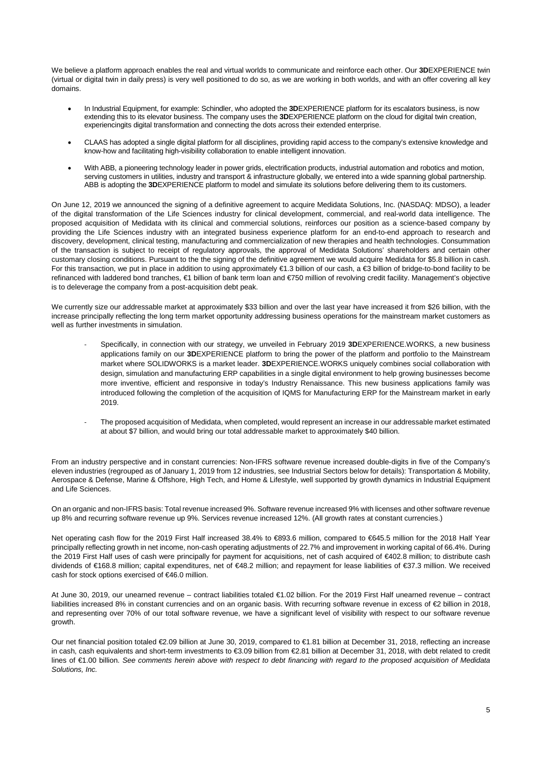We believe a platform approach enables the real and virtual worlds to communicate and reinforce each other. Our **3D**EXPERIENCE twin (virtual or digital twin in daily press) is very well positioned to do so, as we are working in both worlds, and with an offer covering all key domains.

- In Industrial Equipment, for example: Schindler, who adopted the **3D**EXPERIENCE platform for its escalators business, is now extending this to its elevator business. The company uses the **3D**EXPERIENCE platform on the cloud for digital twin creation, experiencingits digital transformation and connecting the dots across their extended enterprise.
- CLAAS has adopted a single digital platform for all disciplines, providing rapid access to the company's extensive knowledge and know-how and facilitating high-visibility collaboration to enable intelligent innovation.
- With ABB, a pioneering technology leader in power grids, electrification products, industrial automation and robotics and motion, serving customers in utilities, industry and transport & infrastructure globally, we entered into a wide spanning global partnership. ABB is adopting the **3D**EXPERIENCE platform to model and simulate its solutions before delivering them to its customers.

On June 12, 2019 we announced the signing of a definitive agreement to acquire Medidata Solutions, Inc. (NASDAQ: MDSO), a leader of the digital transformation of the Life Sciences industry for clinical development, commercial, and real-world data intelligence. The proposed acquisition of Medidata with its clinical and commercial solutions, reinforces our position as a science-based company by providing the Life Sciences industry with an integrated business experience platform for an end-to-end approach to research and discovery, development, clinical testing, manufacturing and commercialization of new therapies and health technologies. Consummation of the transaction is subject to receipt of regulatory approvals, the approval of Medidata Solutions' shareholders and certain other customary closing conditions. Pursuant to the the signing of the definitive agreement we would acquire Medidata for $5.8 billion in cash. For this transaction, we put in place in addition to using approximately €1.3 billion of our cash, a €3 billion of bridge-to-bond facility to be refinanced with laddered bond tranches, €1 billion of bank term loan and €750 million of revolving credit facility. Management's objective is to deleverage the company from a post-acquisition debt peak.

We currently size our addressable market at approximately $33 billion and over the last year have increased it from $26 billion, with the increase principally reflecting the long term market opportunity addressing business operations for the mainstream market customers as well as further investments in simulation.

- Specifically, in connection with our strategy, we unveiled in February 2019 **3D**EXPERIENCE.WORKS, a new business applications family on our **3D**EXPERIENCE platform to bring the power of the platform and portfolio to the Mainstream market where SOLIDWORKS is a market leader. **3D**EXPERIENCE.WORKS uniquely combines social collaboration with design, simulation and manufacturing ERP capabilities in a single digital environment to help growing businesses become more inventive, efficient and responsive in today's Industry Renaissance. This new business applications family was introduced following the completion of the acquisition of IQMS for Manufacturing ERP for the Mainstream market in early 2019.
- The proposed acquisition of Medidata, when completed, would represent an increase in our addressable market estimated at about $7 billion, and would bring our total addressable market to approximately $40 billion.

From an industry perspective and in constant currencies: Non-IFRS software revenue increased double-digits in five of the Company's eleven industries (regrouped as of January 1, 2019 from 12 industries, see Industrial Sectors below for details): Transportation & Mobility, Aerospace & Defense, Marine & Offshore, High Tech, and Home & Lifestyle, well supported by growth dynamics in Industrial Equipment and Life Sciences.

On an organic and non-IFRS basis: Total revenue increased 9%. Software revenue increased 9% with licenses and other software revenue up 8% and recurring software revenue up 9%. Services revenue increased 12%. (All growth rates at constant currencies.)

Net operating cash flow for the 2019 First Half increased 38.4% to €893.6 million, compared to €645.5 million for the 2018 Half Year principally reflecting growth in net income, non-cash operating adjustments of 22.7% and improvement in working capital of 66.4%. During the 2019 First Half uses of cash were principally for payment for acquisitions, net of cash acquired of €402.8 million; to distribute cash dividends of €168.8 million; capital expenditures, net of €48.2 million; and repayment for lease liabilities of €37.3 million. We received cash for stock options exercised of €46.0 million.

At June 30, 2019, our unearned revenue – contract liabilities totaled €1.02 billion. For the 2019 First Half unearned revenue – contract liabilities increased 8% in constant currencies and on an organic basis. With recurring software revenue in excess of €2 billion in 2018, and representing over 70% of our total software revenue, we have a significant level of visibility with respect to our software revenue growth.

Our net financial position totaled €2.09 billion at June 30, 2019, compared to €1.81 billion at December 31, 2018, reflecting an increase in cash, cash equivalents and short-term investments to €3.09 billion from €2.81 billion at December 31, 2018, with debt related to credit lines of €1.00 billion. *See comments herein above with respect to debt financing with regard to the proposed acquisition of Medidata Solutions, Inc.*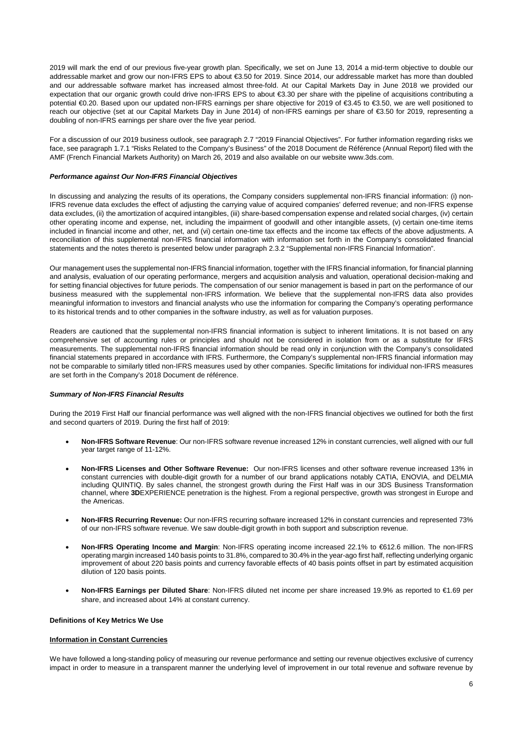2019 will mark the end of our previous five-year growth plan. Specifically, we set on June 13, 2014 a mid-term objective to double our addressable market and grow our non-IFRS EPS to about €3.50 for 2019. Since 2014, our addressable market has more than doubled and our addressable software market has increased almost three-fold. At our Capital Markets Day in June 2018 we provided our expectation that our organic growth could drive non-IFRS EPS to about €3.30 per share with the pipeline of acquisitions contributing a potential €0.20. Based upon our updated non-IFRS earnings per share objective for 2019 of €3.45 to €3.50, we are well positioned to reach our objective (set at our Capital Markets Day in June 2014) of non-IFRS earnings per share of €3.50 for 2019, representing a doubling of non-IFRS earnings per share over the five year period.

For a discussion of our 2019 business outlook, see paragraph 2.7 "2019 Financial Objectives". For further information regarding risks we face, see paragraph 1.7.1 "Risks Related to the Company's Business" of the 2018 Document de Référence (Annual Report) filed with the AMF (French Financial Markets Authority) on March 26, 2019 and also available on our website www.3ds.com.

***Performance against Our Non-IFRS Financial Objectives***

In discussing and analyzing the results of its operations, the Company considers supplemental non-IFRS financial information: (i) non-IFRS revenue data excludes the effect of adjusting the carrying value of acquired companies' deferred revenue; and non-IFRS expense data excludes, (ii) the amortization of acquired intangibles, (iii) share-based compensation expense and related social charges, (iv) certain other operating income and expense, net, including the impairment of goodwill and other intangible assets, (v) certain one-time items included in financial income and other, net, and (vi) certain one-time tax effects and the income tax effects of the above adjustments. A reconciliation of this supplemental non-IFRS financial information with information set forth in the Company's consolidated financial statements and the notes thereto is presented below under paragraph 2.3.2 "Supplemental non-IFRS Financial Information".

Our management uses the supplemental non-IFRS financial information, together with the IFRS financial information, for financial planning and analysis, evaluation of our operating performance, mergers and acquisition analysis and valuation, operational decision-making and for setting financial objectives for future periods. The compensation of our senior management is based in part on the performance of our business measured with the supplemental non-IFRS information. We believe that the supplemental non-IFRS data also provides meaningful information to investors and financial analysts who use the information for comparing the Company's operating performance to its historical trends and to other companies in the software industry, as well as for valuation purposes.

Readers are cautioned that the supplemental non-IFRS financial information is subject to inherent limitations. It is not based on any comprehensive set of accounting rules or principles and should not be considered in isolation from or as a substitute for IFRS measurements. The supplemental non-IFRS financial information should be read only in conjunction with the Company's consolidated financial statements prepared in accordance with IFRS. Furthermore, the Company's supplemental non-IFRS financial information may not be comparable to similarly titled non-IFRS measures used by other companies. Specific limitations for individual non-IFRS measures are set forth in the Company's 2018 Document de référence.

***Summary of Non-IFRS Financial Results***

During the 2019 First Half our financial performance was well aligned with the non-IFRS financial objectives we outlined for both the first and second quarters of 2019. During the first half of 2019:

- **Non-IFRS Software Revenue**: Our non-IFRS software revenue increased 12% in constant currencies, well aligned with our full year target range of 11-12%.
- **Non-IFRS Licenses and Other Software Revenue:** Our non-IFRS licenses and other software revenue increased 13% in constant currencies with double-digit growth for a number of our brand applications notably CATIA, ENOVIA, and DELMIA including QUINTIQ. By sales channel, the strongest growth during the First Half was in our 3DS Business Transformation channel, where **3D**EXPERIENCE penetration is the highest. From a regional perspective, growth was strongest in Europe and the Americas.
- **Non-IFRS Recurring Revenue:** Our non-IFRS recurring software increased 12% in constant currencies and represented 73% of our non-IFRS software revenue. We saw double-digit growth in both support and subscription revenue.
- **Non-IFRS Operating Income and Margin**: Non-IFRS operating income increased 22.1% to €612.6 million. The non-IFRS operating margin increased 140 basis points to 31.8%, compared to 30.4% in the year-ago first half, reflecting underlying organic improvement of about 220 basis points and currency favorable effects of 40 basis points offset in part by estimated acquisition dilution of 120 basis points.
- **Non-IFRS Earnings per Diluted Share**: Non-IFRS diluted net income per share increased 19.9% as reported to €1.69 per share, and increased about 14% at constant currency.

**Definitions of Key Metrics We Use**

**Information in Constant Currencies**

We have followed a long-standing policy of measuring our revenue performance and setting our revenue objectives exclusive of currency impact in order to measure in a transparent manner the underlying level of improvement in our total revenue and software revenue by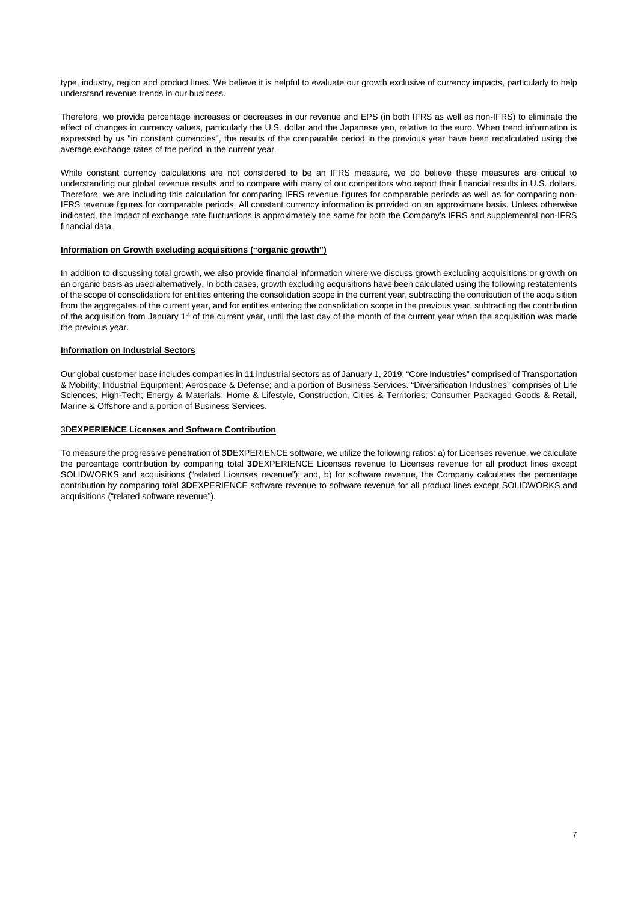type, industry, region and product lines. We believe it is helpful to evaluate our growth exclusive of currency impacts, particularly to help understand revenue trends in our business.

Therefore, we provide percentage increases or decreases in our revenue and EPS (in both IFRS as well as non-IFRS) to eliminate the effect of changes in currency values, particularly the U.S. dollar and the Japanese yen, relative to the euro. When trend information is expressed by us "in constant currencies", the results of the comparable period in the previous year have been recalculated using the average exchange rates of the period in the current year.

While constant currency calculations are not considered to be an IFRS measure, we do believe these measures are critical to understanding our global revenue results and to compare with many of our competitors who report their financial results in U.S. dollars. Therefore, we are including this calculation for comparing IFRS revenue figures for comparable periods as well as for comparing non-IFRS revenue figures for comparable periods. All constant currency information is provided on an approximate basis. Unless otherwise indicated, the impact of exchange rate fluctuations is approximately the same for both the Company's IFRS and supplemental non-IFRS financial data.

**Information on Growth excluding acquisitions ("organic growth")**

In addition to discussing total growth, we also provide financial information where we discuss growth excluding acquisitions or growth on an organic basis as used alternatively. In both cases, growth excluding acquisitions have been calculated using the following restatements of the scope of consolidation: for entities entering the consolidation scope in the current year, subtracting the contribution of the acquisition from the aggregates of the current year, and for entities entering the consolidation scope in the previous year, subtracting the contribution of the acquisition from January 1st of the current year, until the last day of the month of the current year when the acquisition was made the previous year.

**Information on Industrial Sectors**

Our global customer base includes companies in 11 industrial sectors as of January 1, 2019: "Core Industries" comprised of Transportation & Mobility; Industrial Equipment; Aerospace & Defense; and a portion of Business Services. "Diversification Industries" comprises of Life Sciences; High-Tech; Energy & Materials; Home & Lifestyle, Construction, Cities & Territories; Consumer Packaged Goods & Retail, Marine & Offshore and a portion of Business Services.

**3DEXPERIENCE Licenses and Software Contribution**

To measure the progressive penetration of **3D**EXPERIENCE software, we utilize the following ratios: a) for Licenses revenue, we calculate the percentage contribution by comparing total **3D**EXPERIENCE Licenses revenue to Licenses revenue for all product lines except SOLIDWORKS and acquisitions ("related Licenses revenue"); and, b) for software revenue, the Company calculates the percentage contribution by comparing total **3D**EXPERIENCE software revenue to software revenue for all product lines except SOLIDWORKS and acquisitions ("related software revenue").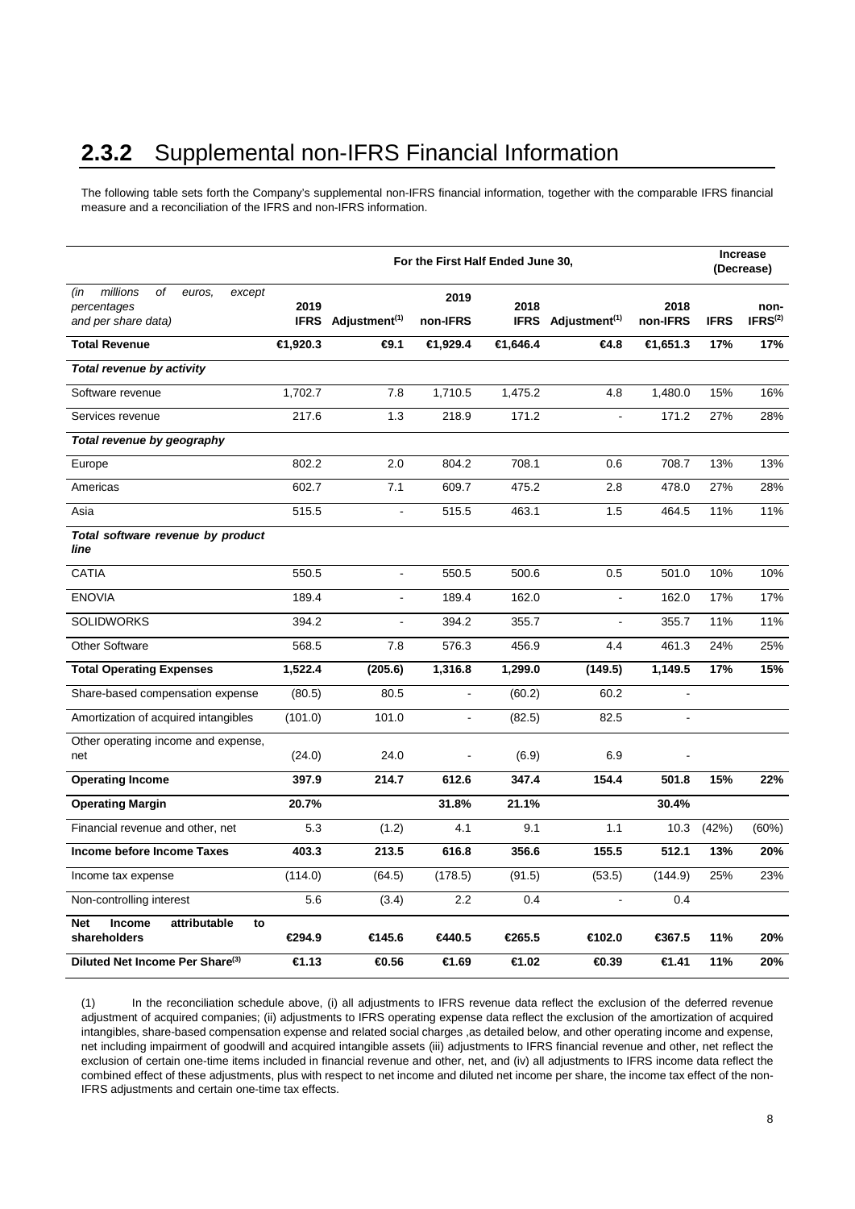## 2.3.2 Supplemental non-IFRS Financial Information

The following table sets forth the Company's supplemental non-IFRS financial information, together with the comparable IFRS financial measure and a reconciliation of the IFRS and non-IFRS information.

| | For the First Half Ended June 30, | | | | | | Increase (Decrease) | |
|---|---|---|---|---|---|---|---|---|
| *(in millions of euros, except percentages and per share data)* | 2019 IFRS | Adjustment(1) | 2019 non-IFRS | 2018 IFRS | Adjustment(1) | 2018 non-IFRS | IFRS | non-IFRS(2) |
| **Total Revenue** | **€1,920.3** | **€9.1** | **€1,929.4** | **€1,646.4** | **€4.8** | **€1,651.3** | **17%** | **17%** |
| ***Total revenue by activity*** | | | | | | | | |
| Software revenue | 1,702.7 | 7.8 | 1,710.5 | 1,475.2 | 4.8 | 1,480.0 | 15% | 16% |
| Services revenue | 217.6 | 1.3 | 218.9 | 171.2 | - | 171.2 | 27% | 28% |
| ***Total revenue by geography*** | | | | | | | | |
| Europe | 802.2 | 2.0 | 804.2 | 708.1 | 0.6 | 708.7 | 13% | 13% |
| Americas | 602.7 | 7.1 | 609.7 | 475.2 | 2.8 | 478.0 | 27% | 28% |
| Asia | 515.5 | - | 515.5 | 463.1 | 1.5 | 464.5 | 11% | 11% |
| ***Total software revenue by product line*** | | | | | | | | |
| CATIA | 550.5 | - | 550.5 | 500.6 | 0.5 | 501.0 | 10% | 10% |
| ENOVIA | 189.4 | - | 189.4 | 162.0 | - | 162.0 | 17% | 17% |
| SOLIDWORKS | 394.2 | - | 394.2 | 355.7 | - | 355.7 | 11% | 11% |
| Other Software | 568.5 | 7.8 | 576.3 | 456.9 | 4.4 | 461.3 | 24% | 25% |
| **Total Operating Expenses** | **1,522.4** | **(205.6)** | **1,316.8** | **1,299.0** | **(149.5)** | **1,149.5** | **17%** | **15%** |
| Share-based compensation expense | (80.5) | 80.5 | - | (60.2) | 60.2 | - | | |
| Amortization of acquired intangibles | (101.0) | 101.0 | - | (82.5) | 82.5 | - | | |
| Other operating income and expense, net | (24.0) | 24.0 | - | (6.9) | 6.9 | - | | |
| **Operating Income** | **397.9** | **214.7** | **612.6** | **347.4** | **154.4** | **501.8** | **15%** | **22%** |
| **Operating Margin** | **20.7%** | | **31.8%** | **21.1%** | | **30.4%** | | |
| Financial revenue and other, net | 5.3 | (1.2) | 4.1 | 9.1 | 1.1 | 10.3 | (42%) | (60%) |
| **Income before Income Taxes** | **403.3** | **213.5** | **616.8** | **356.6** | **155.5** | **512.1** | **13%** | **20%** |
| Income tax expense | (114.0) | (64.5) | (178.5) | (91.5) | (53.5) | (144.9) | 25% | 23% |
| Non-controlling interest | 5.6 | (3.4) | 2.2 | 0.4 | - | 0.4 | | |
| **Net Income attributable to shareholders** | **€294.9** | **€145.6** | **€440.5** | **€265.5** | **€102.0** | **€367.5** | **11%** | **20%** |
| **Diluted Net Income Per Share(3)** | **€1.13** | **€0.56** | **€1.69** | **€1.02** | **€0.39** | **€1.41** | **11%** | **20%** |

(1) In the reconciliation schedule above, (i) all adjustments to IFRS revenue data reflect the exclusion of the deferred revenue adjustment of acquired companies; (ii) adjustments to IFRS operating expense data reflect the exclusion of the amortization of acquired intangibles, share-based compensation expense and related social charges ,as detailed below, and other operating income and expense, net including impairment of goodwill and acquired intangible assets (iii) adjustments to IFRS financial revenue and other, net reflect the exclusion of certain one-time items included in financial revenue and other, net, and (iv) all adjustments to IFRS income data reflect the combined effect of these adjustments, plus with respect to net income and diluted net income per share, the income tax effect of the non-IFRS adjustments and certain one-time tax effects.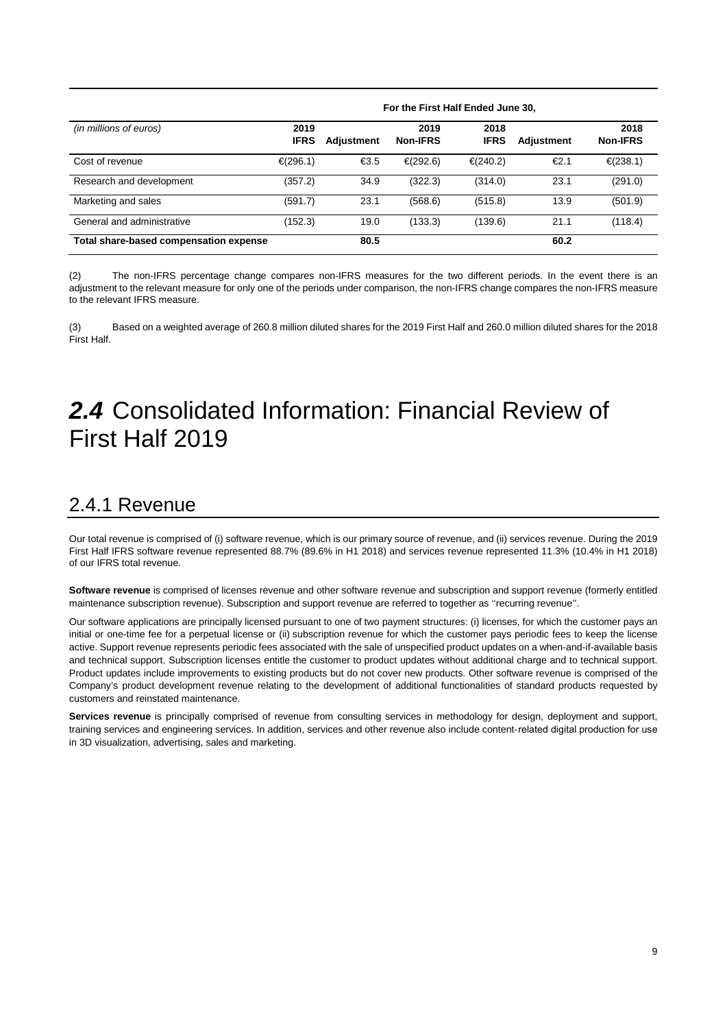| | For the First Half Ended June 30, | | | | | |
|---|---|---|---|---|---|---|
| *(in millions of euros)* | **2019 IFRS** | **Adjustment** | **2019 Non-IFRS** | **2018 IFRS** | **Adjustment** | **2018 Non-IFRS** |
| Cost of revenue | €(296.1) | €3.5 | €(292.6) | €(240.2) | €2.1 | €(238.1) |
| Research and development | (357.2) | 34.9 | (322.3) | (314.0) | 23.1 | (291.0) |
| Marketing and sales | (591.7) | 23.1 | (568.6) | (515.8) | 13.9 | (501.9) |
| General and administrative | (152.3) | 19.0 | (133.3) | (139.6) | 21.1 | (118.4) |
| **Total share-based compensation expense** | | **80.5** | | | **60.2** | |

(2) The non-IFRS percentage change compares non-IFRS measures for the two different periods. In the event there is an adjustment to the relevant measure for only one of the periods under comparison, the non-IFRS change compares the non-IFRS measure to the relevant IFRS measure.

(3) Based on a weighted average of 260.8 million diluted shares for the 2019 First Half and 260.0 million diluted shares for the 2018 First Half.

# *2.4* Consolidated Information: Financial Review of First Half 2019

## 2.4.1 Revenue

Our total revenue is comprised of (i) software revenue, which is our primary source of revenue, and (ii) services revenue. During the 2019 First Half IFRS software revenue represented 88.7% (89.6% in H1 2018) and services revenue represented 11.3% (10.4% in H1 2018) of our IFRS total revenue.

**Software revenue** is comprised of licenses revenue and other software revenue and subscription and support revenue (formerly entitled maintenance subscription revenue). Subscription and support revenue are referred to together as ''recurring revenue''.

Our software applications are principally licensed pursuant to one of two payment structures: (i) licenses, for which the customer pays an initial or one-time fee for a perpetual license or (ii) subscription revenue for which the customer pays periodic fees to keep the license active. Support revenue represents periodic fees associated with the sale of unspecified product updates on a when-and-if-available basis and technical support. Subscription licenses entitle the customer to product updates without additional charge and to technical support. Product updates include improvements to existing products but do not cover new products. Other software revenue is comprised of the Company's product development revenue relating to the development of additional functionalities of standard products requested by customers and reinstated maintenance.

**Services revenue** is principally comprised of revenue from consulting services in methodology for design, deployment and support, training services and engineering services. In addition, services and other revenue also include content-related digital production for use in 3D visualization, advertising, sales and marketing.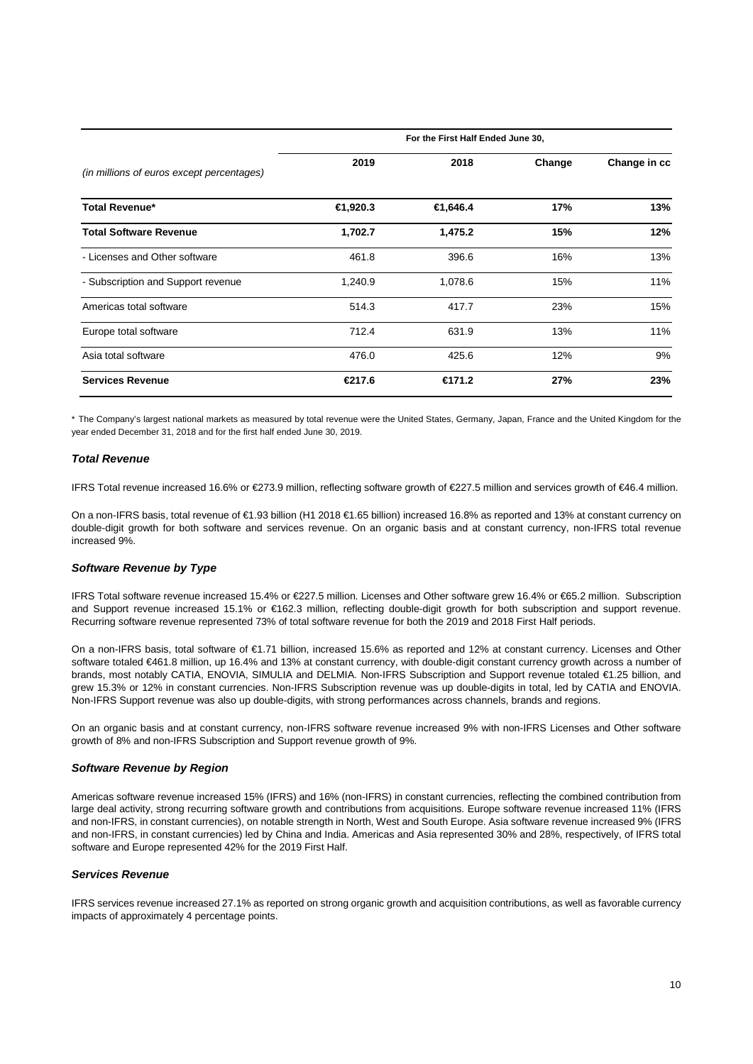| (in millions of euros except percentages) | For the First Half Ended June 30, | | | |
|---|---|---|---|---|
| | 2019 | 2018 | Change | Change in cc |
| **Total Revenue*** | **€1,920.3** | **€1,646.4** | **17%** | **13%** |
| **Total Software Revenue** | **1,702.7** | **1,475.2** | **15%** | **12%** |
| - Licenses and Other software | 461.8 | 396.6 | 16% | 13% |
| - Subscription and Support revenue | 1,240.9 | 1,078.6 | 15% | 11% |
| Americas total software | 514.3 | 417.7 | 23% | 15% |
| Europe total software | 712.4 | 631.9 | 13% | 11% |
| Asia total software | 476.0 | 425.6 | 12% | 9% |
| **Services Revenue** | **€217.6** | **€171.2** | **27%** | **23%** |

\* The Company's largest national markets as measured by total revenue were the United States, Germany, Japan, France and the United Kingdom for the year ended December 31, 2018 and for the first half ended June 30, 2019.

### *Total Revenue*

IFRS Total revenue increased 16.6% or €273.9 million, reflecting software growth of €227.5 million and services growth of €46.4 million.

On a non-IFRS basis, total revenue of €1.93 billion (H1 2018 €1.65 billion) increased 16.8% as reported and 13% at constant currency on double-digit growth for both software and services revenue. On an organic basis and at constant currency, non-IFRS total revenue increased 9%.

### *Software Revenue by Type*

IFRS Total software revenue increased 15.4% or €227.5 million. Licenses and Other software grew 16.4% or €65.2 million. Subscription and Support revenue increased 15.1% or €162.3 million, reflecting double-digit growth for both subscription and support revenue. Recurring software revenue represented 73% of total software revenue for both the 2019 and 2018 First Half periods.

On a non-IFRS basis, total software of €1.71 billion, increased 15.6% as reported and 12% at constant currency. Licenses and Other software totaled €461.8 million, up 16.4% and 13% at constant currency, with double-digit constant currency growth across a number of brands, most notably CATIA, ENOVIA, SIMULIA and DELMIA. Non-IFRS Subscription and Support revenue totaled €1.25 billion, and grew 15.3% or 12% in constant currencies. Non-IFRS Subscription revenue was up double-digits in total, led by CATIA and ENOVIA. Non-IFRS Support revenue was also up double-digits, with strong performances across channels, brands and regions.

On an organic basis and at constant currency, non-IFRS software revenue increased 9% with non-IFRS Licenses and Other software growth of 8% and non-IFRS Subscription and Support revenue growth of 9%.

### *Software Revenue by Region*

Americas software revenue increased 15% (IFRS) and 16% (non-IFRS) in constant currencies, reflecting the combined contribution from large deal activity, strong recurring software growth and contributions from acquisitions. Europe software revenue increased 11% (IFRS and non-IFRS, in constant currencies), on notable strength in North, West and South Europe. Asia software revenue increased 9% (IFRS and non-IFRS, in constant currencies) led by China and India. Americas and Asia represented 30% and 28%, respectively, of IFRS total software and Europe represented 42% for the 2019 First Half.

### *Services Revenue*

IFRS services revenue increased 27.1% as reported on strong organic growth and acquisition contributions, as well as favorable currency impacts of approximately 4 percentage points.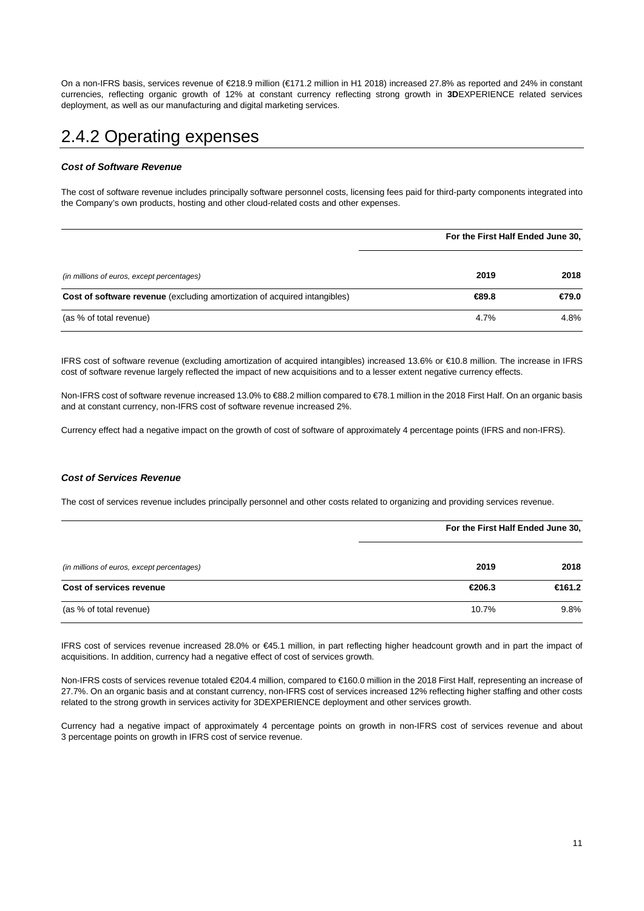On a non-IFRS basis, services revenue of €218.9 million (€171.2 million in H1 2018) increased 27.8% as reported and 24% in constant currencies, reflecting organic growth of 12% at constant currency reflecting strong growth in **3D**EXPERIENCE related services deployment, as well as our manufacturing and digital marketing services.

## 2.4.2 Operating expenses

### *Cost of Software Revenue*

The cost of software revenue includes principally software personnel costs, licensing fees paid for third-party components integrated into the Company's own products, hosting and other cloud-related costs and other expenses.

| | For the First Half Ended June 30, | |
|---|---|---|
| *(in millions of euros, except percentages)* | 2019 | 2018 |
| **Cost of software revenue** (excluding amortization of acquired intangibles) | €89.8 | €79.0 |
| (as % of total revenue) | 4.7% | 4.8% |

IFRS cost of software revenue (excluding amortization of acquired intangibles) increased 13.6% or €10.8 million. The increase in IFRS cost of software revenue largely reflected the impact of new acquisitions and to a lesser extent negative currency effects.

Non-IFRS cost of software revenue increased 13.0% to €88.2 million compared to €78.1 million in the 2018 First Half. On an organic basis and at constant currency, non-IFRS cost of software revenue increased 2%.

Currency effect had a negative impact on the growth of cost of software of approximately 4 percentage points (IFRS and non-IFRS).

### *Cost of Services Revenue*

The cost of services revenue includes principally personnel and other costs related to organizing and providing services revenue.

| | For the First Half Ended June 30, | |
|---|---|---|
| *(in millions of euros, except percentages)* | 2019 | 2018 |
| **Cost of services revenue** | €206.3 | €161.2 |
| (as % of total revenue) | 10.7% | 9.8% |

IFRS cost of services revenue increased 28.0% or €45.1 million, in part reflecting higher headcount growth and in part the impact of acquisitions. In addition, currency had a negative effect of cost of services growth.

Non-IFRS costs of services revenue totaled €204.4 million, compared to €160.0 million in the 2018 First Half, representing an increase of 27.7%. On an organic basis and at constant currency, non-IFRS cost of services increased 12% reflecting higher staffing and other costs related to the strong growth in services activity for 3DEXPERIENCE deployment and other services growth.

Currency had a negative impact of approximately 4 percentage points on growth in non-IFRS cost of services revenue and about 3 percentage points on growth in IFRS cost of service revenue.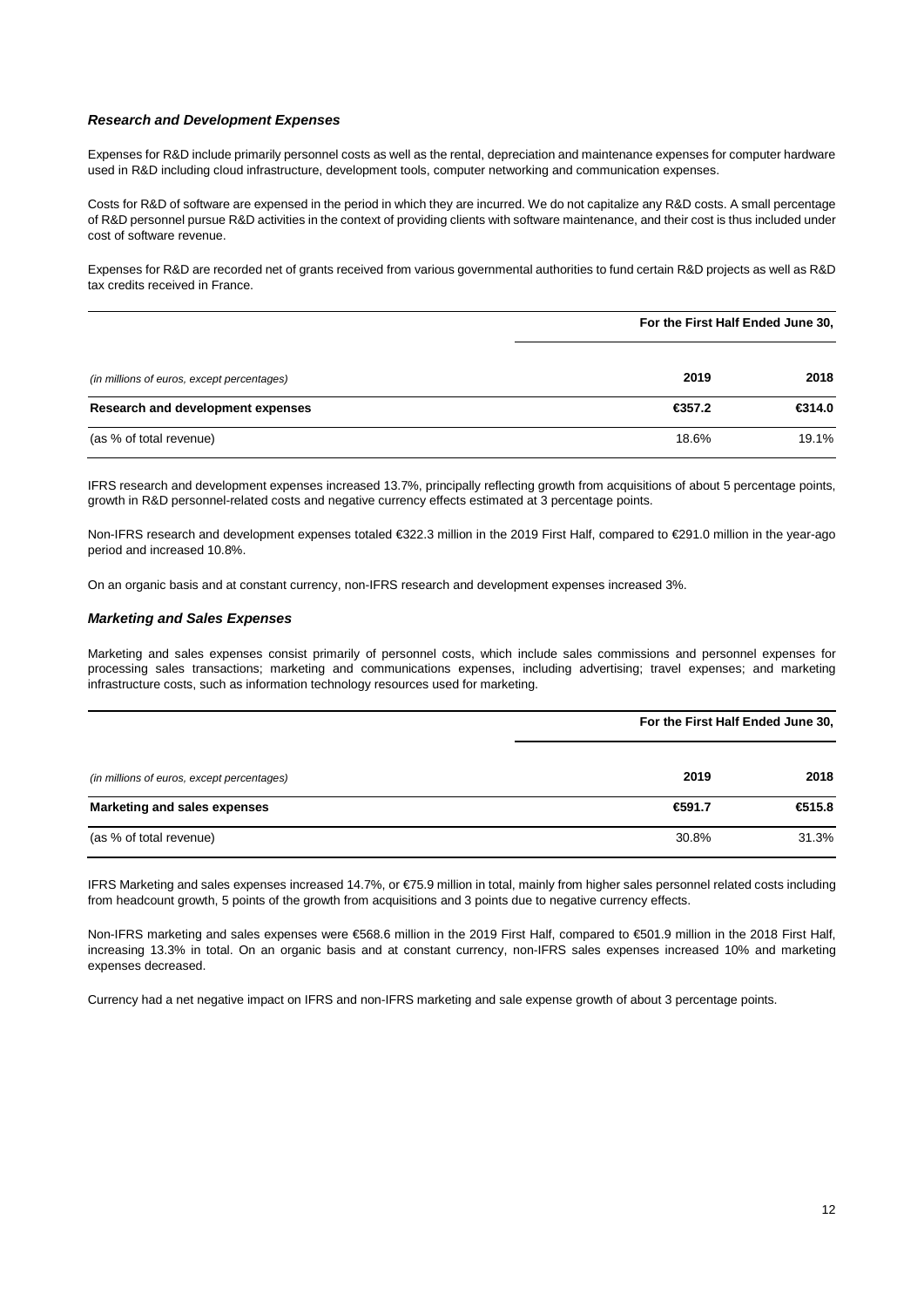### *Research and Development Expenses*

Expenses for R&D include primarily personnel costs as well as the rental, depreciation and maintenance expenses for computer hardware used in R&D including cloud infrastructure, development tools, computer networking and communication expenses.

Costs for R&D of software are expensed in the period in which they are incurred. We do not capitalize any R&D costs. A small percentage of R&D personnel pursue R&D activities in the context of providing clients with software maintenance, and their cost is thus included under cost of software revenue.

Expenses for R&D are recorded net of grants received from various governmental authorities to fund certain R&D projects as well as R&D tax credits received in France.

| | For the First Half Ended June 30, | |
|---|---|---|
| *(in millions of euros, except percentages)* | **2019** | **2018** |
| **Research and development expenses** | **€357.2** | **€314.0** |
| (as % of total revenue) | 18.6% | 19.1% |

IFRS research and development expenses increased 13.7%, principally reflecting growth from acquisitions of about 5 percentage points, growth in R&D personnel-related costs and negative currency effects estimated at 3 percentage points.

Non-IFRS research and development expenses totaled €322.3 million in the 2019 First Half, compared to €291.0 million in the year-ago period and increased 10.8%.

On an organic basis and at constant currency, non-IFRS research and development expenses increased 3%.

### *Marketing and Sales Expenses*

Marketing and sales expenses consist primarily of personnel costs, which include sales commissions and personnel expenses for processing sales transactions; marketing and communications expenses, including advertising; travel expenses; and marketing infrastructure costs, such as information technology resources used for marketing.

| | For the First Half Ended June 30, | |
|---|---|---|
| *(in millions of euros, except percentages)* | **2019** | **2018** |
| **Marketing and sales expenses** | **€591.7** | **€515.8** |
| (as % of total revenue) | 30.8% | 31.3% |

IFRS Marketing and sales expenses increased 14.7%, or €75.9 million in total, mainly from higher sales personnel related costs including from headcount growth, 5 points of the growth from acquisitions and 3 points due to negative currency effects.

Non-IFRS marketing and sales expenses were €568.6 million in the 2019 First Half, compared to €501.9 million in the 2018 First Half, increasing 13.3% in total. On an organic basis and at constant currency, non-IFRS sales expenses increased 10% and marketing expenses decreased.

Currency had a net negative impact on IFRS and non-IFRS marketing and sale expense growth of about 3 percentage points.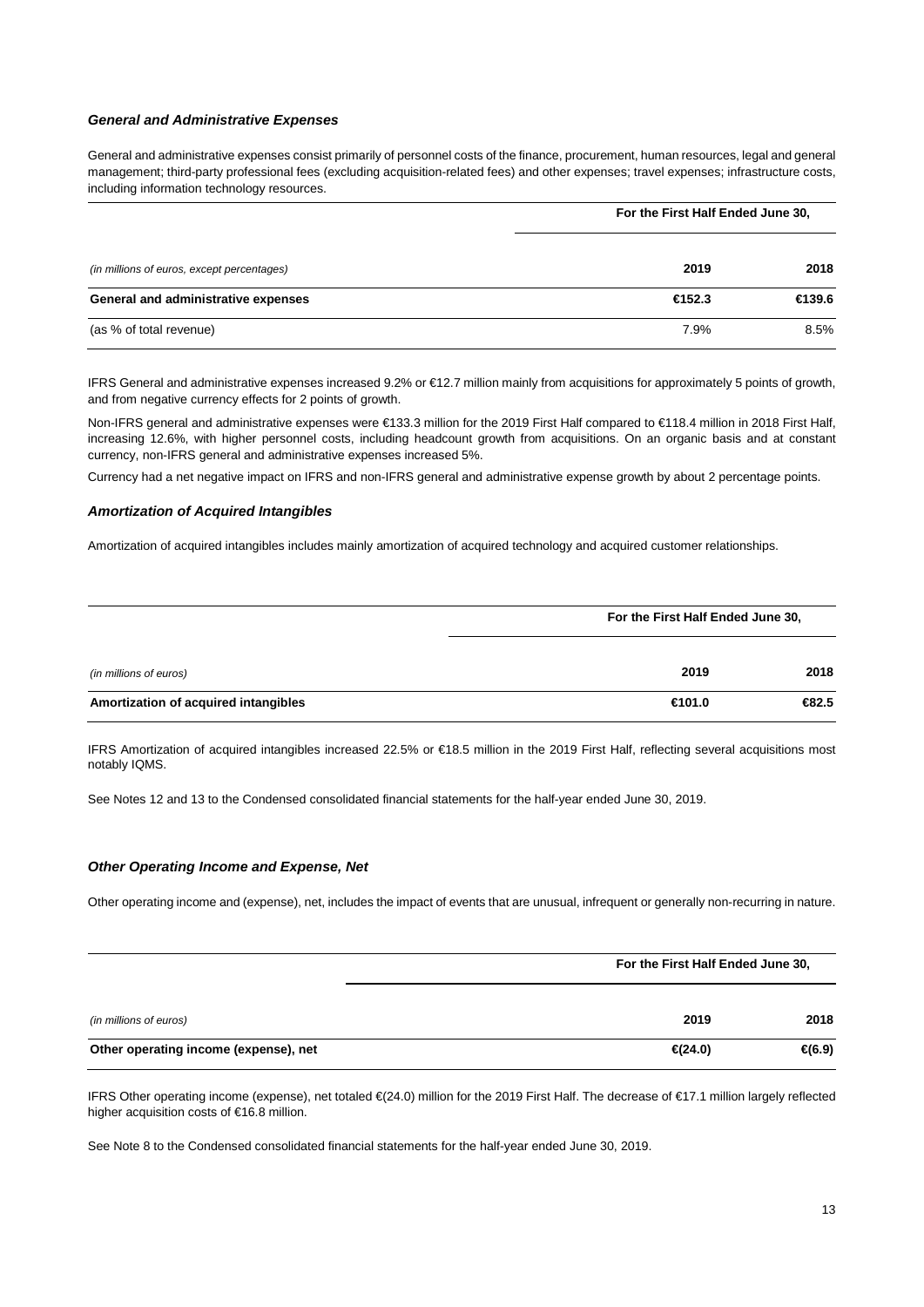### *General and Administrative Expenses*

General and administrative expenses consist primarily of personnel costs of the finance, procurement, human resources, legal and general management; third-party professional fees (excluding acquisition-related fees) and other expenses; travel expenses; infrastructure costs, including information technology resources.

| | For the First Half Ended June 30, | |
|---|---|---|
| *(in millions of euros, except percentages)* | **2019** | **2018** |
| **General and administrative expenses** | **€152.3** | **€139.6** |
| (as % of total revenue) | 7.9% | 8.5% |

IFRS General and administrative expenses increased 9.2% or €12.7 million mainly from acquisitions for approximately 5 points of growth, and from negative currency effects for 2 points of growth.

Non-IFRS general and administrative expenses were €133.3 million for the 2019 First Half compared to €118.4 million in 2018 First Half, increasing 12.6%, with higher personnel costs, including headcount growth from acquisitions. On an organic basis and at constant currency, non-IFRS general and administrative expenses increased 5%.

Currency had a net negative impact on IFRS and non-IFRS general and administrative expense growth by about 2 percentage points.

### *Amortization of Acquired Intangibles*

Amortization of acquired intangibles includes mainly amortization of acquired technology and acquired customer relationships.

| | For the First Half Ended June 30, | |
|---|---|---|
| *(in millions of euros)* | **2019** | **2018** |
| **Amortization of acquired intangibles** | **€101.0** | **€82.5** |

IFRS Amortization of acquired intangibles increased 22.5% or €18.5 million in the 2019 First Half, reflecting several acquisitions most notably IQMS.

See Notes 12 and 13 to the Condensed consolidated financial statements for the half-year ended June 30, 2019.

### *Other Operating Income and Expense, Net*

Other operating income and (expense), net, includes the impact of events that are unusual, infrequent or generally non-recurring in nature.

| | For the First Half Ended June 30, | |
|---|---|---|
| *(in millions of euros)* | **2019** | **2018** |
| **Other operating income (expense), net** | **€(24.0)** | **€(6.9)** |

IFRS Other operating income (expense), net totaled €(24.0) million for the 2019 First Half. The decrease of €17.1 million largely reflected higher acquisition costs of €16.8 million.

See Note 8 to the Condensed consolidated financial statements for the half-year ended June 30, 2019.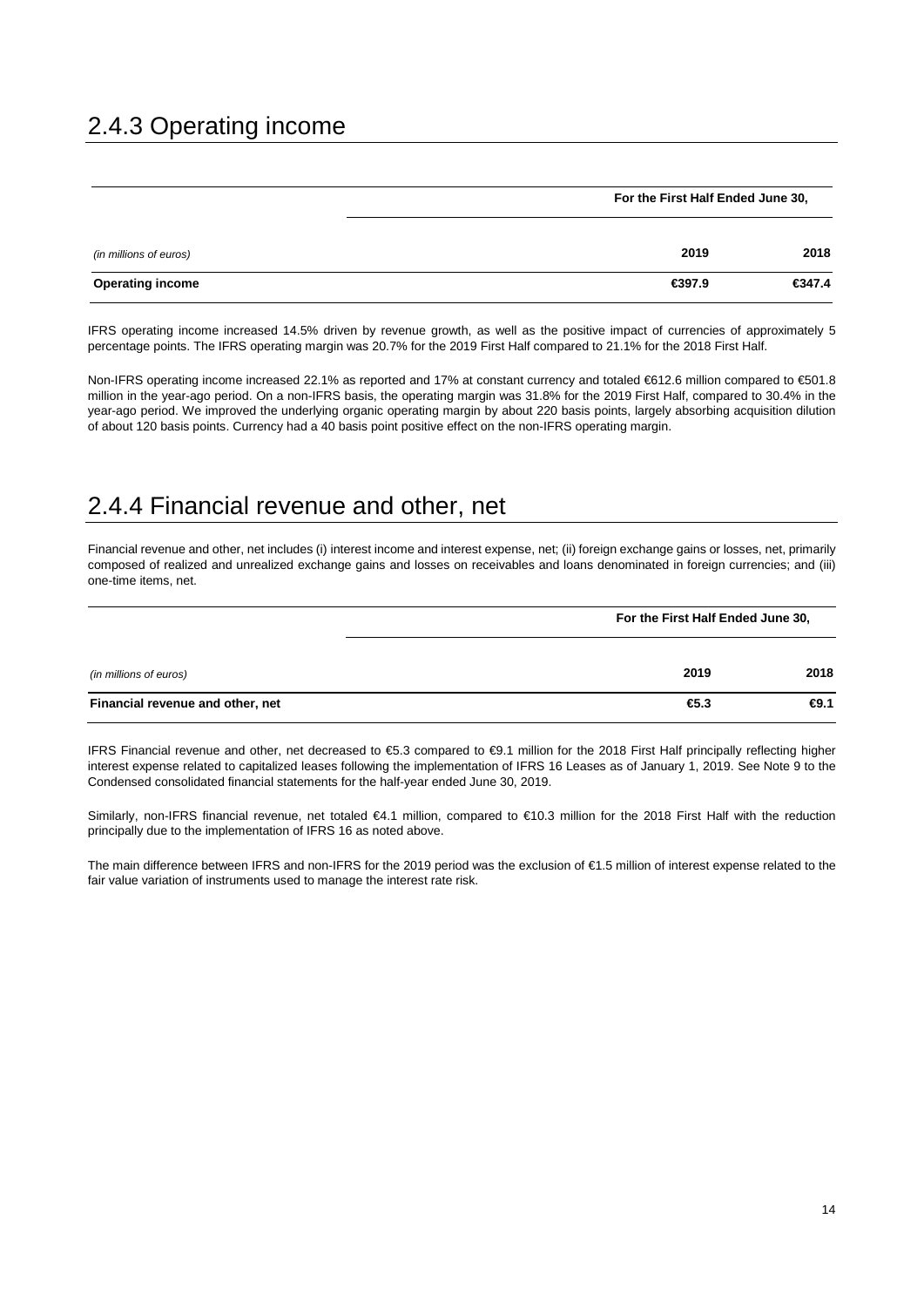## 2.4.3 Operating income

| | For the First Half Ended June 30, | |
|---|---|---|
| *(in millions of euros)* | **2019** | **2018** |
| **Operating income** | **€397.9** | **€347.4** |

IFRS operating income increased 14.5% driven by revenue growth, as well as the positive impact of currencies of approximately 5 percentage points. The IFRS operating margin was 20.7% for the 2019 First Half compared to 21.1% for the 2018 First Half.

Non-IFRS operating income increased 22.1% as reported and 17% at constant currency and totaled €612.6 million compared to €501.8 million in the year-ago period. On a non-IFRS basis, the operating margin was 31.8% for the 2019 First Half, compared to 30.4% in the year-ago period. We improved the underlying organic operating margin by about 220 basis points, largely absorbing acquisition dilution of about 120 basis points. Currency had a 40 basis point positive effect on the non-IFRS operating margin.

## 2.4.4 Financial revenue and other, net

Financial revenue and other, net includes (i) interest income and interest expense, net; (ii) foreign exchange gains or losses, net, primarily composed of realized and unrealized exchange gains and losses on receivables and loans denominated in foreign currencies; and (iii) one-time items, net.

| | For the First Half Ended June 30, | |
|---|---|---|
| *(in millions of euros)* | **2019** | **2018** |
| **Financial revenue and other, net** | **€5.3** | **€9.1** |

IFRS Financial revenue and other, net decreased to €5.3 compared to €9.1 million for the 2018 First Half principally reflecting higher interest expense related to capitalized leases following the implementation of IFRS 16 Leases as of January 1, 2019. See Note 9 to the Condensed consolidated financial statements for the half-year ended June 30, 2019.

Similarly, non-IFRS financial revenue, net totaled €4.1 million, compared to €10.3 million for the 2018 First Half with the reduction principally due to the implementation of IFRS 16 as noted above.

The main difference between IFRS and non-IFRS for the 2019 period was the exclusion of €1.5 million of interest expense related to the fair value variation of instruments used to manage the interest rate risk.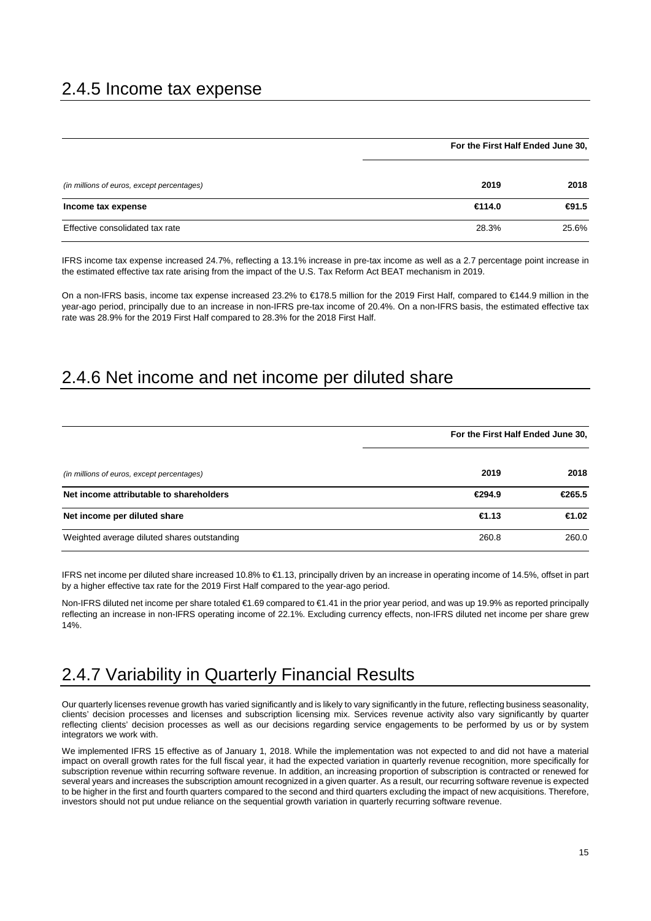## 2.4.5 Income tax expense

| | For the First Half Ended June 30, | |
|---|---|---|
| *(in millions of euros, except percentages)* | **2019** | **2018** |
| **Income tax expense** | **€114.0** | **€91.5** |
| Effective consolidated tax rate | 28.3% | 25.6% |

IFRS income tax expense increased 24.7%, reflecting a 13.1% increase in pre-tax income as well as a 2.7 percentage point increase in the estimated effective tax rate arising from the impact of the U.S. Tax Reform Act BEAT mechanism in 2019.

On a non-IFRS basis, income tax expense increased 23.2% to €178.5 million for the 2019 First Half, compared to €144.9 million in the year-ago period, principally due to an increase in non-IFRS pre-tax income of 20.4%. On a non-IFRS basis, the estimated effective tax rate was 28.9% for the 2019 First Half compared to 28.3% for the 2018 First Half.

## 2.4.6 Net income and net income per diluted share

| | For the First Half Ended June 30, | |
|---|---|---|
| *(in millions of euros, except percentages)* | **2019** | **2018** |
| **Net income attributable to shareholders** | **€294.9** | **€265.5** |
| **Net income per diluted share** | **€1.13** | **€1.02** |
| Weighted average diluted shares outstanding | 260.8 | 260.0 |

IFRS net income per diluted share increased 10.8% to €1.13, principally driven by an increase in operating income of 14.5%, offset in part by a higher effective tax rate for the 2019 First Half compared to the year-ago period.

Non-IFRS diluted net income per share totaled €1.69 compared to €1.41 in the prior year period, and was up 19.9% as reported principally reflecting an increase in non-IFRS operating income of 22.1%. Excluding currency effects, non-IFRS diluted net income per share grew 14%.

## 2.4.7 Variability in Quarterly Financial Results

Our quarterly licenses revenue growth has varied significantly and is likely to vary significantly in the future, reflecting business seasonality, clients' decision processes and licenses and subscription licensing mix. Services revenue activity also vary significantly by quarter reflecting clients' decision processes as well as our decisions regarding service engagements to be performed by us or by system integrators we work with.

We implemented IFRS 15 effective as of January 1, 2018. While the implementation was not expected to and did not have a material impact on overall growth rates for the full fiscal year, it had the expected variation in quarterly revenue recognition, more specifically for subscription revenue within recurring software revenue. In addition, an increasing proportion of subscription is contracted or renewed for several years and increases the subscription amount recognized in a given quarter. As a result, our recurring software revenue is expected to be higher in the first and fourth quarters compared to the second and third quarters excluding the impact of new acquisitions. Therefore, investors should not put undue reliance on the sequential growth variation in quarterly recurring software revenue.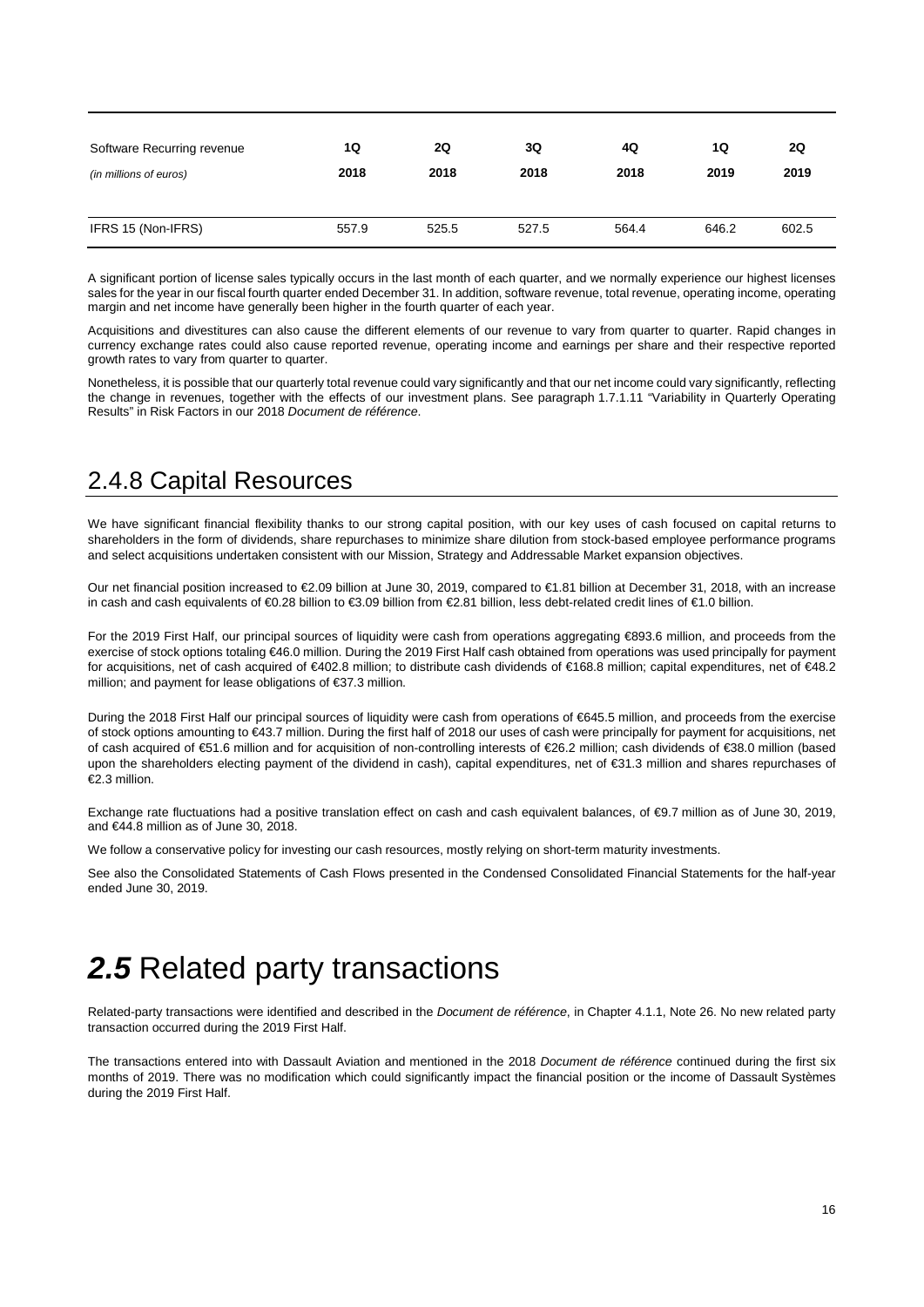| Software Recurring revenue<br>*(in millions of euros)* | 1Q<br>2018 | 2Q<br>2018 | 3Q<br>2018 | 4Q<br>2018 | 1Q<br>2019 | 2Q<br>2019 |
|---|---|---|---|---|---|---|
| IFRS 15 (Non-IFRS) | 557.9 | 525.5 | 527.5 | 564.4 | 646.2 | 602.5 |

A significant portion of license sales typically occurs in the last month of each quarter, and we normally experience our highest licenses sales for the year in our fiscal fourth quarter ended December 31. In addition, software revenue, total revenue, operating income, operating margin and net income have generally been higher in the fourth quarter of each year.

Acquisitions and divestitures can also cause the different elements of our revenue to vary from quarter to quarter. Rapid changes in currency exchange rates could also cause reported revenue, operating income and earnings per share and their respective reported growth rates to vary from quarter to quarter.

Nonetheless, it is possible that our quarterly total revenue could vary significantly and that our net income could vary significantly, reflecting the change in revenues, together with the effects of our investment plans. See paragraph 1.7.1.11 "Variability in Quarterly Operating Results" in Risk Factors in our 2018 *Document de référence*.

## 2.4.8 Capital Resources

We have significant financial flexibility thanks to our strong capital position, with our key uses of cash focused on capital returns to shareholders in the form of dividends, share repurchases to minimize share dilution from stock-based employee performance programs and select acquisitions undertaken consistent with our Mission, Strategy and Addressable Market expansion objectives.

Our net financial position increased to €2.09 billion at June 30, 2019, compared to €1.81 billion at December 31, 2018, with an increase in cash and cash equivalents of €0.28 billion to €3.09 billion from €2.81 billion, less debt-related credit lines of €1.0 billion.

For the 2019 First Half, our principal sources of liquidity were cash from operations aggregating €893.6 million, and proceeds from the exercise of stock options totaling €46.0 million. During the 2019 First Half cash obtained from operations was used principally for payment for acquisitions, net of cash acquired of €402.8 million; to distribute cash dividends of €168.8 million; capital expenditures, net of €48.2 million; and payment for lease obligations of €37.3 million.

During the 2018 First Half our principal sources of liquidity were cash from operations of €645.5 million, and proceeds from the exercise of stock options amounting to €43.7 million. During the first half of 2018 our uses of cash were principally for payment for acquisitions, net of cash acquired of €51.6 million and for acquisition of non-controlling interests of €26.2 million; cash dividends of €38.0 million (based upon the shareholders electing payment of the dividend in cash), capital expenditures, net of €31.3 million and shares repurchases of €2.3 million.

Exchange rate fluctuations had a positive translation effect on cash and cash equivalent balances, of €9.7 million as of June 30, 2019, and €44.8 million as of June 30, 2018.

We follow a conservative policy for investing our cash resources, mostly relying on short-term maturity investments.

See also the Consolidated Statements of Cash Flows presented in the Condensed Consolidated Financial Statements for the half-year ended June 30, 2019.

# ***2.5*** Related party transactions

Related-party transactions were identified and described in the *Document de référence*, in Chapter 4.1.1, Note 26. No new related party transaction occurred during the 2019 First Half.

The transactions entered into with Dassault Aviation and mentioned in the 2018 *Document de référence* continued during the first six months of 2019. There was no modification which could significantly impact the financial position or the income of Dassault Systèmes during the 2019 First Half.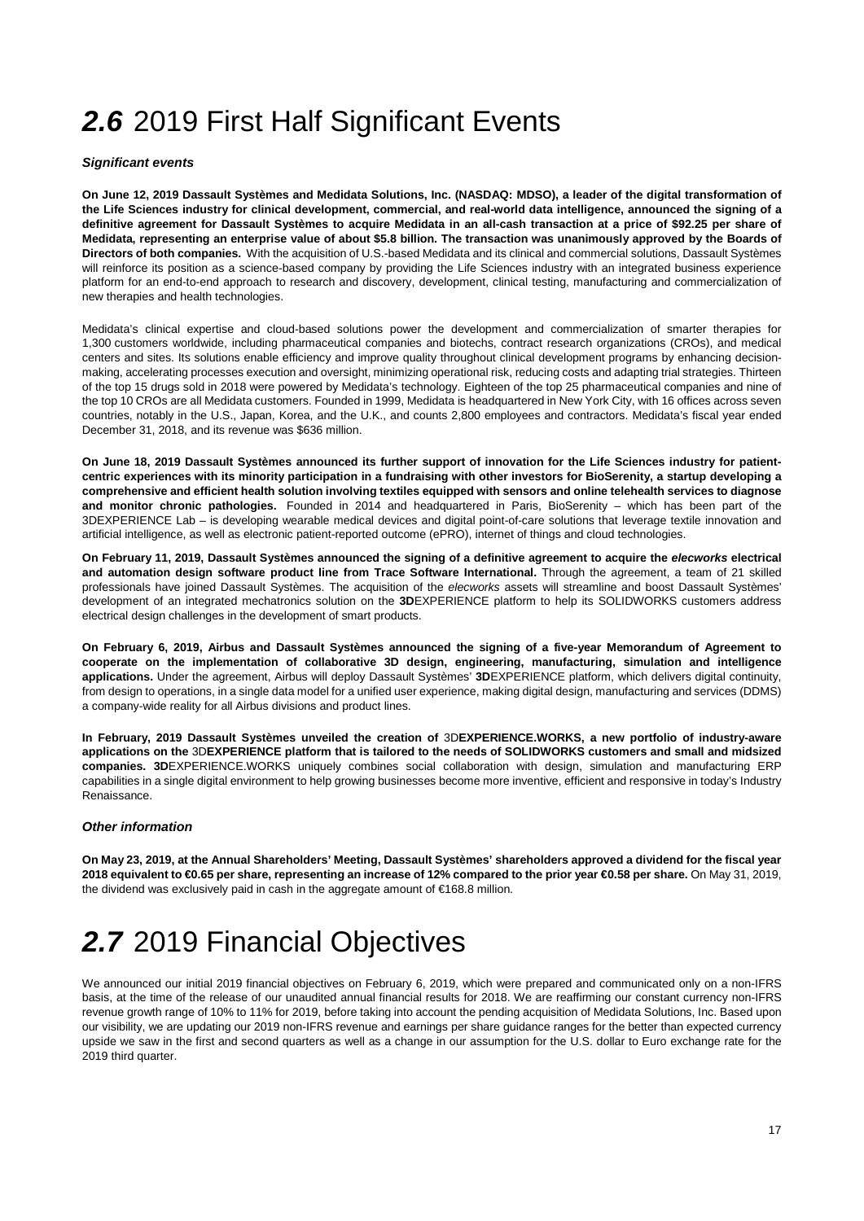# ***2.6*** 2019 First Half Significant Events

### *Significant events*

**On June 12, 2019 Dassault Systèmes and Medidata Solutions, Inc. (NASDAQ: MDSO), a leader of the digital transformation of the Life Sciences industry for clinical development, commercial, and real-world data intelligence, announced the signing of a definitive agreement for Dassault Systèmes to acquire Medidata in an all-cash transaction at a price of $92.25 per share of Medidata, representing an enterprise value of about $5.8 billion. The transaction was unanimously approved by the Boards of Directors of both companies.** With the acquisition of U.S.-based Medidata and its clinical and commercial solutions, Dassault Systèmes will reinforce its position as a science-based company by providing the Life Sciences industry with an integrated business experience platform for an end-to-end approach to research and discovery, development, clinical testing, manufacturing and commercialization of new therapies and health technologies.

Medidata's clinical expertise and cloud-based solutions power the development and commercialization of smarter therapies for 1,300 customers worldwide, including pharmaceutical companies and biotechs, contract research organizations (CROs), and medical centers and sites. Its solutions enable efficiency and improve quality throughout clinical development programs by enhancing decision-making, accelerating processes execution and oversight, minimizing operational risk, reducing costs and adapting trial strategies. Thirteen of the top 15 drugs sold in 2018 were powered by Medidata's technology. Eighteen of the top 25 pharmaceutical companies and nine of the top 10 CROs are all Medidata customers. Founded in 1999, Medidata is headquartered in New York City, with 16 offices across seven countries, notably in the U.S., Japan, Korea, and the U.K., and counts 2,800 employees and contractors. Medidata's fiscal year ended December 31, 2018, and its revenue was $636 million.

**On June 18, 2019 Dassault Systèmes announced its further support of innovation for the Life Sciences industry for patient-centric experiences with its minority participation in a fundraising with other investors for BioSerenity, a startup developing a comprehensive and efficient health solution involving textiles equipped with sensors and online telehealth services to diagnose and monitor chronic pathologies.** Founded in 2014 and headquartered in Paris, BioSerenity – which has been part of the 3DEXPERIENCE Lab – is developing wearable medical devices and digital point-of-care solutions that leverage textile innovation and artificial intelligence, as well as electronic patient-reported outcome (ePRO), internet of things and cloud technologies.

**On February 11, 2019, Dassault Systèmes announced the signing of a definitive agreement to acquire the *elecworks* electrical and automation design software product line from Trace Software International.** Through the agreement, a team of 21 skilled professionals have joined Dassault Systèmes. The acquisition of the *elecworks* assets will streamline and boost Dassault Systèmes' development of an integrated mechatronics solution on the **3D**EXPERIENCE platform to help its SOLIDWORKS customers address electrical design challenges in the development of smart products.

**On February 6, 2019, Airbus and Dassault Systèmes announced the signing of a five-year Memorandum of Agreement to cooperate on the implementation of collaborative 3D design, engineering, manufacturing, simulation and intelligence applications.** Under the agreement, Airbus will deploy Dassault Systèmes' **3D**EXPERIENCE platform, which delivers digital continuity, from design to operations, in a single data model for a unified user experience, making digital design, manufacturing and services (DDMS) a company-wide reality for all Airbus divisions and product lines.

**In February, 2019 Dassault Systèmes unveiled the creation of** 3D**EXPERIENCE.WORKS, a new portfolio of industry-aware applications on the** 3D**EXPERIENCE platform that is tailored to the needs of SOLIDWORKS customers and small and midsized companies. 3D**EXPERIENCE.WORKS uniquely combines social collaboration with design, simulation and manufacturing ERP capabilities in a single digital environment to help growing businesses become more inventive, efficient and responsive in today's Industry Renaissance.

### *Other information*

**On May 23, 2019, at the Annual Shareholders' Meeting, Dassault Systèmes' shareholders approved a dividend for the fiscal year 2018 equivalent to €0.65 per share, representing an increase of 12% compared to the prior year €0.58 per share.** On May 31, 2019, the dividend was exclusively paid in cash in the aggregate amount of €168.8 million.

# ***2.7*** 2019 Financial Objectives

We announced our initial 2019 financial objectives on February 6, 2019, which were prepared and communicated only on a non-IFRS basis, at the time of the release of our unaudited annual financial results for 2018. We are reaffirming our constant currency non-IFRS revenue growth range of 10% to 11% for 2019, before taking into account the pending acquisition of Medidata Solutions, Inc. Based upon our visibility, we are updating our 2019 non-IFRS revenue and earnings per share guidance ranges for the better than expected currency upside we saw in the first and second quarters as well as a change in our assumption for the U.S. dollar to Euro exchange rate for the 2019 third quarter.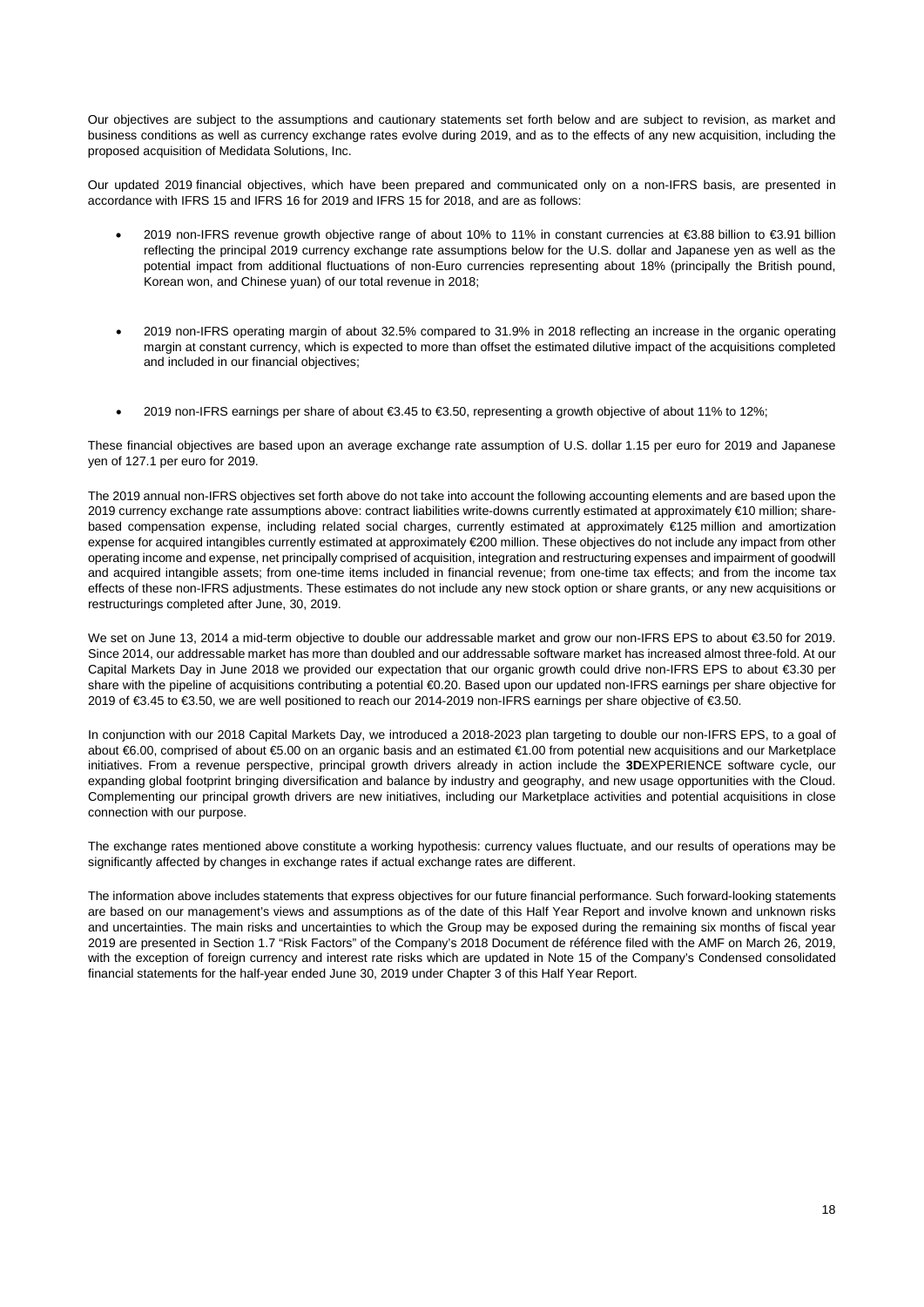Our objectives are subject to the assumptions and cautionary statements set forth below and are subject to revision, as market and business conditions as well as currency exchange rates evolve during 2019, and as to the effects of any new acquisition, including the proposed acquisition of Medidata Solutions, Inc.

Our updated 2019 financial objectives, which have been prepared and communicated only on a non-IFRS basis, are presented in accordance with IFRS 15 and IFRS 16 for 2019 and IFRS 15 for 2018, and are as follows:

- 2019 non-IFRS revenue growth objective range of about 10% to 11% in constant currencies at €3.88 billion to €3.91 billion reflecting the principal 2019 currency exchange rate assumptions below for the U.S. dollar and Japanese yen as well as the potential impact from additional fluctuations of non-Euro currencies representing about 18% (principally the British pound, Korean won, and Chinese yuan) of our total revenue in 2018;

- 2019 non-IFRS operating margin of about 32.5% compared to 31.9% in 2018 reflecting an increase in the organic operating margin at constant currency, which is expected to more than offset the estimated dilutive impact of the acquisitions completed and included in our financial objectives;

- 2019 non-IFRS earnings per share of about €3.45 to €3.50, representing a growth objective of about 11% to 12%;

These financial objectives are based upon an average exchange rate assumption of U.S. dollar 1.15 per euro for 2019 and Japanese yen of 127.1 per euro for 2019.

The 2019 annual non-IFRS objectives set forth above do not take into account the following accounting elements and are based upon the 2019 currency exchange rate assumptions above: contract liabilities write-downs currently estimated at approximately €10 million; share-based compensation expense, including related social charges, currently estimated at approximately €125 million and amortization expense for acquired intangibles currently estimated at approximately €200 million. These objectives do not include any impact from other operating income and expense, net principally comprised of acquisition, integration and restructuring expenses and impairment of goodwill and acquired intangible assets; from one-time items included in financial revenue; from one-time tax effects; and from the income tax effects of these non-IFRS adjustments. These estimates do not include any new stock option or share grants, or any new acquisitions or restructurings completed after June, 30, 2019.

We set on June 13, 2014 a mid-term objective to double our addressable market and grow our non-IFRS EPS to about €3.50 for 2019. Since 2014, our addressable market has more than doubled and our addressable software market has increased almost three-fold. At our Capital Markets Day in June 2018 we provided our expectation that our organic growth could drive non-IFRS EPS to about €3.30 per share with the pipeline of acquisitions contributing a potential €0.20. Based upon our updated non-IFRS earnings per share objective for 2019 of €3.45 to €3.50, we are well positioned to reach our 2014-2019 non-IFRS earnings per share objective of €3.50.

In conjunction with our 2018 Capital Markets Day, we introduced a 2018-2023 plan targeting to double our non-IFRS EPS, to a goal of about €6.00, comprised of about €5.00 on an organic basis and an estimated €1.00 from potential new acquisitions and our Marketplace initiatives. From a revenue perspective, principal growth drivers already in action include the **3D**EXPERIENCE software cycle, our expanding global footprint bringing diversification and balance by industry and geography, and new usage opportunities with the Cloud. Complementing our principal growth drivers are new initiatives, including our Marketplace activities and potential acquisitions in close connection with our purpose.

The exchange rates mentioned above constitute a working hypothesis: currency values fluctuate, and our results of operations may be significantly affected by changes in exchange rates if actual exchange rates are different.

The information above includes statements that express objectives for our future financial performance. Such forward-looking statements are based on our management's views and assumptions as of the date of this Half Year Report and involve known and unknown risks and uncertainties. The main risks and uncertainties to which the Group may be exposed during the remaining six months of fiscal year 2019 are presented in Section 1.7 "Risk Factors" of the Company's 2018 Document de référence filed with the AMF on March 26, 2019, with the exception of foreign currency and interest rate risks which are updated in Note 15 of the Company's Condensed consolidated financial statements for the half-year ended June 30, 2019 under Chapter 3 of this Half Year Report.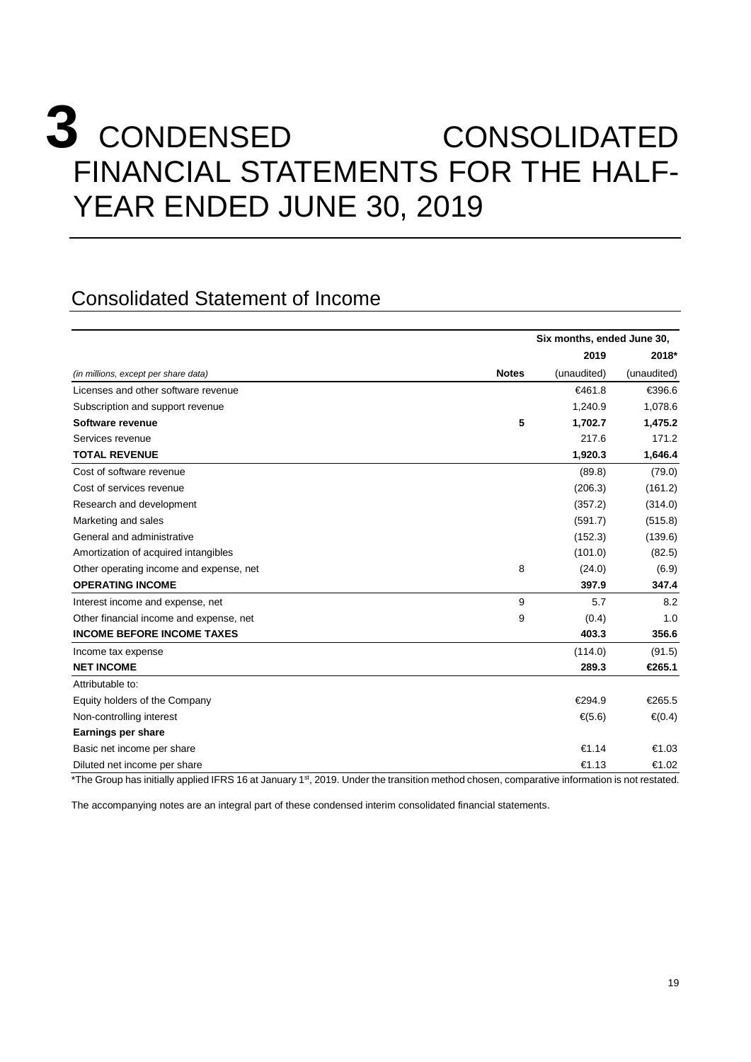# 3 CONDENSED CONSOLIDATED FINANCIAL STATEMENTS FOR THE HALF-YEAR ENDED JUNE 30, 2019

## Consolidated Statement of Income

| | | Six months, ended June 30, | |
|---|---|---|---|
| | | **2019** | **2018*** |
| *(in millions, except per share data)* | **Notes** | (unaudited) | (unaudited) |
| Licenses and other software revenue | | €461.8 | €396.6 |
| Subscription and support revenue | | 1,240.9 | 1,078.6 |
| **Software revenue** | **5** | **1,702.7** | **1,475.2** |
| Services revenue | | 217.6 | 171.2 |
| **TOTAL REVENUE** | | **1,920.3** | **1,646.4** |
| Cost of software revenue | | (89.8) | (79.0) |
| Cost of services revenue | | (206.3) | (161.2) |
| Research and development | | (357.2) | (314.0) |
| Marketing and sales | | (591.7) | (515.8) |
| General and administrative | | (152.3) | (139.6) |
| Amortization of acquired intangibles | | (101.0) | (82.5) |
| Other operating income and expense, net | 8 | (24.0) | (6.9) |
| **OPERATING INCOME** | | **397.9** | **347.4** |
| Interest income and expense, net | 9 | 5.7 | 8.2 |
| Other financial income and expense, net | 9 | (0.4) | 1.0 |
| **INCOME BEFORE INCOME TAXES** | | **403.3** | **356.6** |
| Income tax expense | | (114.0) | (91.5) |
| **NET INCOME** | | **289.3** | **€265.1** |
| Attributable to: | | | |
| Equity holders of the Company | | €294.9 | €265.5 |
| Non-controlling interest | | €(5.6) | €(0.4) |
| **Earnings per share** | | | |
| Basic net income per share | | €1.14 | €1.03 |
| Diluted net income per share | | €1.13 | €1.02 |

*The Group has initially applied IFRS 16 at January 1st, 2019. Under the transition method chosen, comparative information is not restated.

The accompanying notes are an integral part of these condensed interim consolidated financial statements.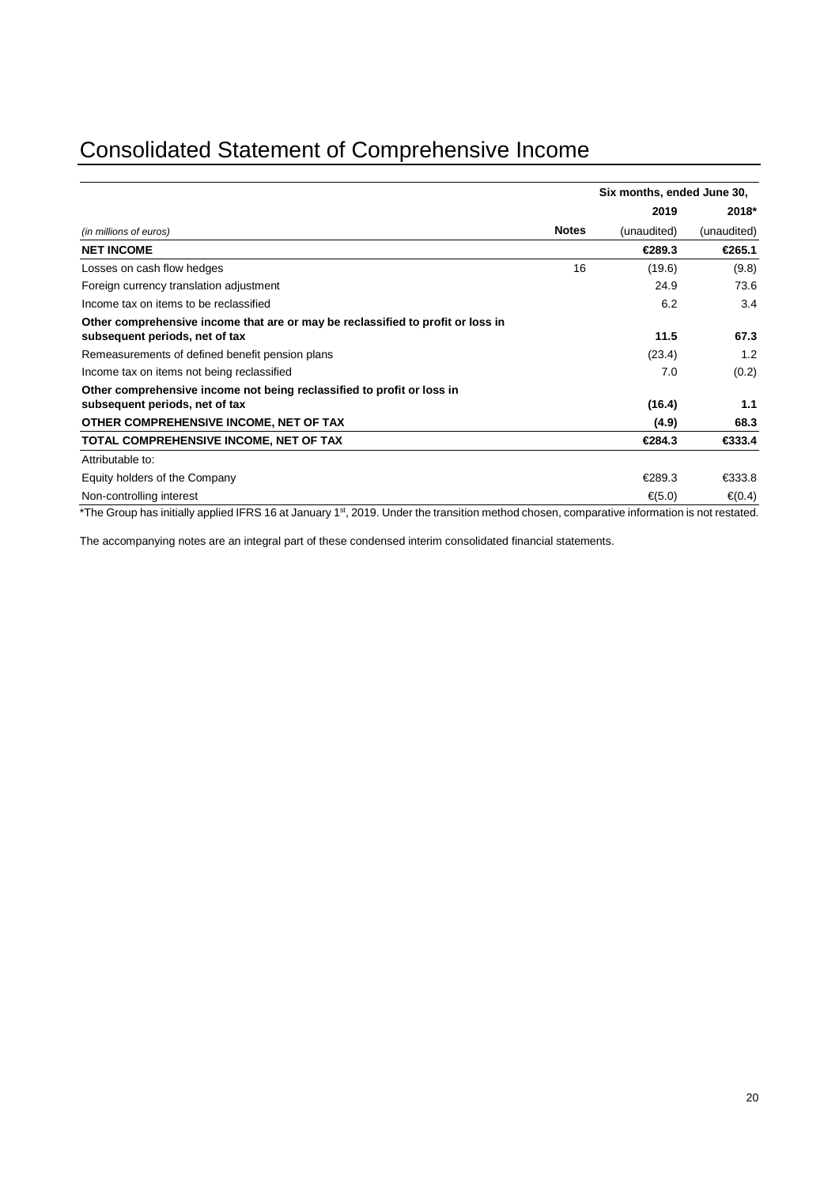# Consolidated Statement of Comprehensive Income

| | | Six months, ended June 30, | |
|---|---|---|---|
| | | **2019** | **2018*** |
| *(in millions of euros)* | **Notes** | (unaudited) | (unaudited) |
| **NET INCOME** | | **€289.3** | **€265.1** |
| Losses on cash flow hedges | 16 | (19.6) | (9.8) |
| Foreign currency translation adjustment | | 24.9 | 73.6 |
| Income tax on items to be reclassified | | 6.2 | 3.4 |
| **Other comprehensive income that are or may be reclassified to profit or loss in subsequent periods, net of tax** | | **11.5** | **67.3** |
| Remeasurements of defined benefit pension plans | | (23.4) | 1.2 |
| Income tax on items not being reclassified | | 7.0 | (0.2) |
| **Other comprehensive income not being reclassified to profit or loss in subsequent periods, net of tax** | | **(16.4)** | **1.1** |
| **OTHER COMPREHENSIVE INCOME, NET OF TAX** | | **(4.9)** | **68.3** |
| **TOTAL COMPREHENSIVE INCOME, NET OF TAX** | | **€284.3** | **€333.4** |
| Attributable to: | | | |
| Equity holders of the Company | | €289.3 | €333.8 |
| Non-controlling interest | | €(5.0) | €(0.4) |

*The Group has initially applied IFRS 16 at January 1st, 2019. Under the transition method chosen, comparative information is not restated.

The accompanying notes are an integral part of these condensed interim consolidated financial statements.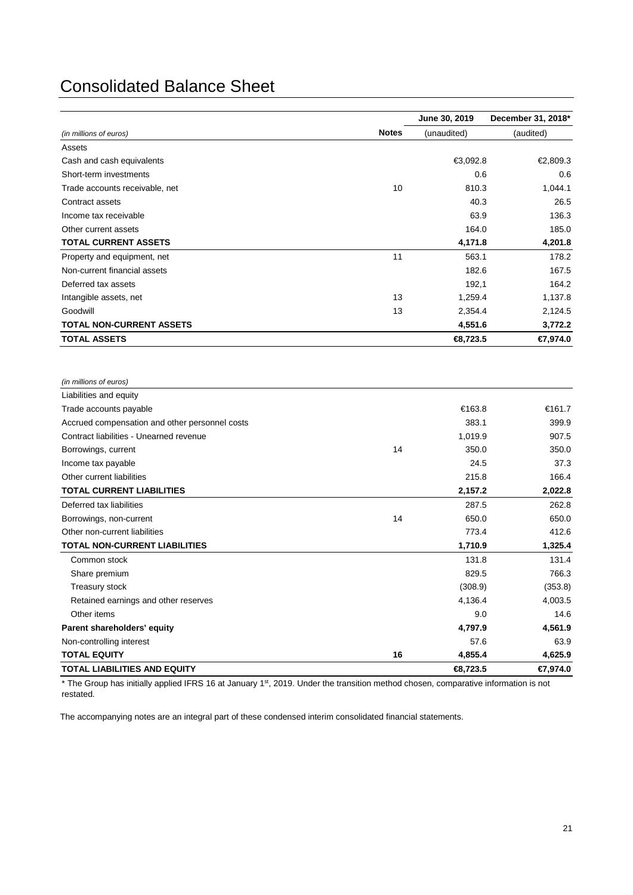# Consolidated Balance Sheet

| *(in millions of euros)* | Notes | June 30, 2019 (unaudited) | December 31, 2018* (audited) |
|---|---|---|---|
| Assets | | | |
| Cash and cash equivalents | | €3,092.8 | €2,809.3 |
| Short-term investments | | 0.6 | 0.6 |
| Trade accounts receivable, net | 10 | 810.3 | 1,044.1 |
| Contract assets | | 40.3 | 26.5 |
| Income tax receivable | | 63.9 | 136.3 |
| Other current assets | | 164.0 | 185.0 |
| **TOTAL CURRENT ASSETS** | | **4,171.8** | **4,201.8** |
| Property and equipment, net | 11 | 563.1 | 178.2 |
| Non-current financial assets | | 182.6 | 167.5 |
| Deferred tax assets | | 192,1 | 164.2 |
| Intangible assets, net | 13 | 1,259.4 | 1,137.8 |
| Goodwill | 13 | 2,354.4 | 2,124.5 |
| **TOTAL NON-CURRENT ASSETS** | | **4,551.6** | **3,772.2** |
| **TOTAL ASSETS** | | **€8,723.5** | **€7,974.0** |

| *(in millions of euros)* | Notes | June 30, 2019 (unaudited) | December 31, 2018* (audited) |
|---|---|---|---|
| Liabilities and equity | | | |
| Trade accounts payable | | €163.8 | €161.7 |
| Accrued compensation and other personnel costs | | 383.1 | 399.9 |
| Contract liabilities - Unearned revenue | | 1,019.9 | 907.5 |
| Borrowings, current | 14 | 350.0 | 350.0 |
| Income tax payable | | 24.5 | 37.3 |
| Other current liabilities | | 215.8 | 166.4 |
| **TOTAL CURRENT LIABILITIES** | | **2,157.2** | **2,022.8** |
| Deferred tax liabilities | | 287.5 | 262.8 |
| Borrowings, non-current | 14 | 650.0 | 650.0 |
| Other non-current liabilities | | 773.4 | 412.6 |
| **TOTAL NON-CURRENT LIABILITIES** | | **1,710.9** | **1,325.4** |
| Common stock | | 131.8 | 131.4 |
| Share premium | | 829.5 | 766.3 |
| Treasury stock | | (308.9) | (353.8) |
| Retained earnings and other reserves | | 4,136.4 | 4,003.5 |
| Other items | | 9.0 | 14.6 |
| **Parent shareholders' equity** | | **4,797.9** | **4,561.9** |
| Non-controlling interest | | 57.6 | 63.9 |
| **TOTAL EQUITY** | 16 | **4,855.4** | **4,625.9** |
| **TOTAL LIABILITIES AND EQUITY** | | **€8,723.5** | **€7,974.0** |

* The Group has initially applied IFRS 16 at January 1st, 2019. Under the transition method chosen, comparative information is not restated.

The accompanying notes are an integral part of these condensed interim consolidated financial statements.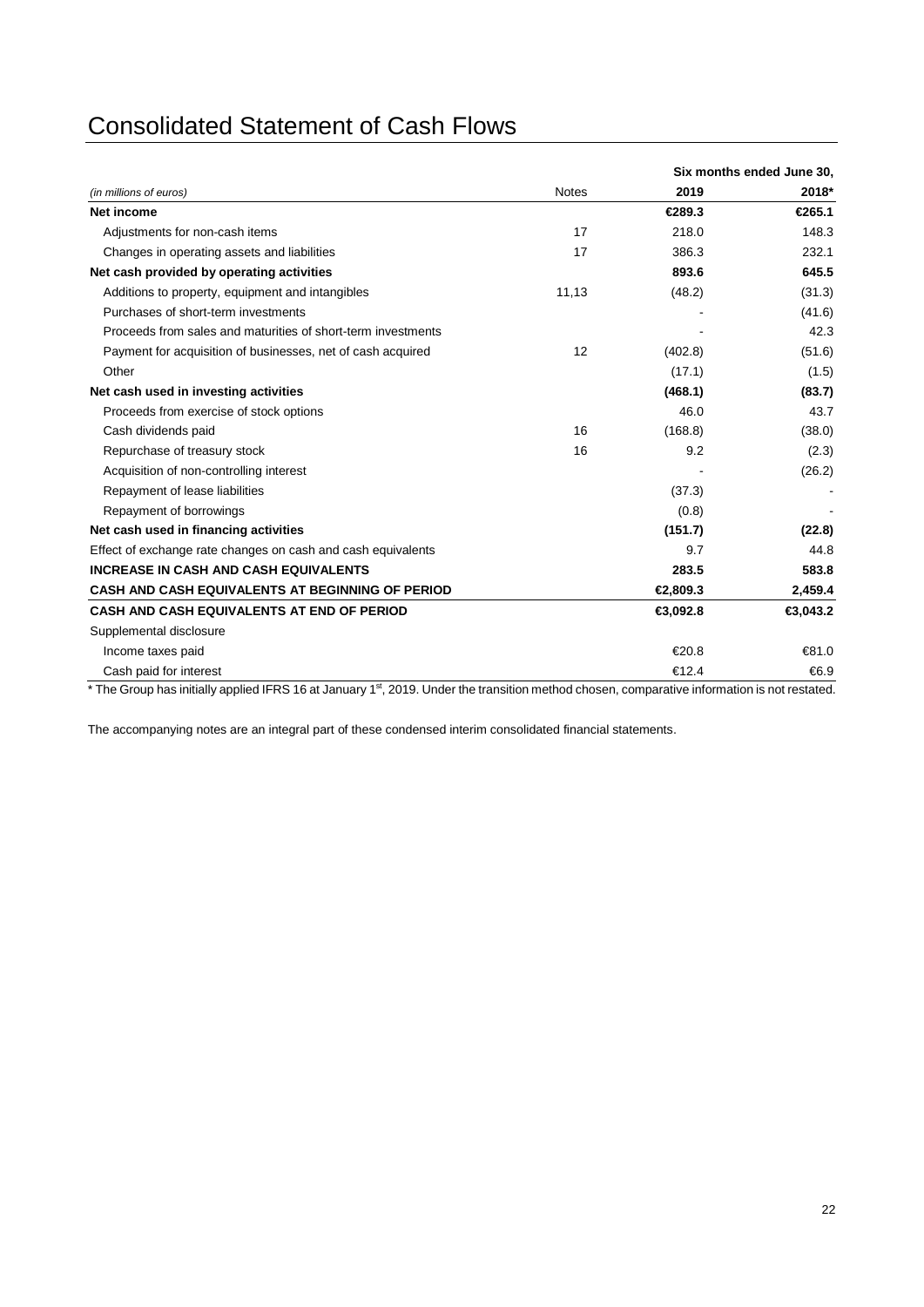# Consolidated Statement of Cash Flows

| *(in millions of euros)* | Notes | Six months ended June 30, 2019 | 2018* |
|---|---|---|---|
| **Net income** | | **€289.3** | **€265.1** |
| Adjustments for non-cash items | 17 | 218.0 | 148.3 |
| Changes in operating assets and liabilities | 17 | 386.3 | 232.1 |
| **Net cash provided by operating activities** | | **893.6** | **645.5** |
| Additions to property, equipment and intangibles | 11,13 | (48.2) | (31.3) |
| Purchases of short-term investments | | - | (41.6) |
| Proceeds from sales and maturities of short-term investments | | - | 42.3 |
| Payment for acquisition of businesses, net of cash acquired | 12 | (402.8) | (51.6) |
| Other | | (17.1) | (1.5) |
| **Net cash used in investing activities** | | **(468.1)** | **(83.7)** |
| Proceeds from exercise of stock options | | 46.0 | 43.7 |
| Cash dividends paid | 16 | (168.8) | (38.0) |
| Repurchase of treasury stock | 16 | 9.2 | (2.3) |
| Acquisition of non-controlling interest | | - | (26.2) |
| Repayment of lease liabilities | | (37.3) | - |
| Repayment of borrowings | | (0.8) | - |
| **Net cash used in financing activities** | | **(151.7)** | **(22.8)** |
| Effect of exchange rate changes on cash and cash equivalents | | 9.7 | 44.8 |
| **INCREASE IN CASH AND CASH EQUIVALENTS** | | **283.5** | **583.8** |
| **CASH AND CASH EQUIVALENTS AT BEGINNING OF PERIOD** | | **€2,809.3** | **2,459.4** |
| **CASH AND CASH EQUIVALENTS AT END OF PERIOD** | | **€3,092.8** | **€3,043.2** |
| Supplemental disclosure | | | |
| Income taxes paid | | €20.8 | €81.0 |
| Cash paid for interest | | €12.4 | €6.9 |

* The Group has initially applied IFRS 16 at January 1st, 2019. Under the transition method chosen, comparative information is not restated.

The accompanying notes are an integral part of these condensed interim consolidated financial statements.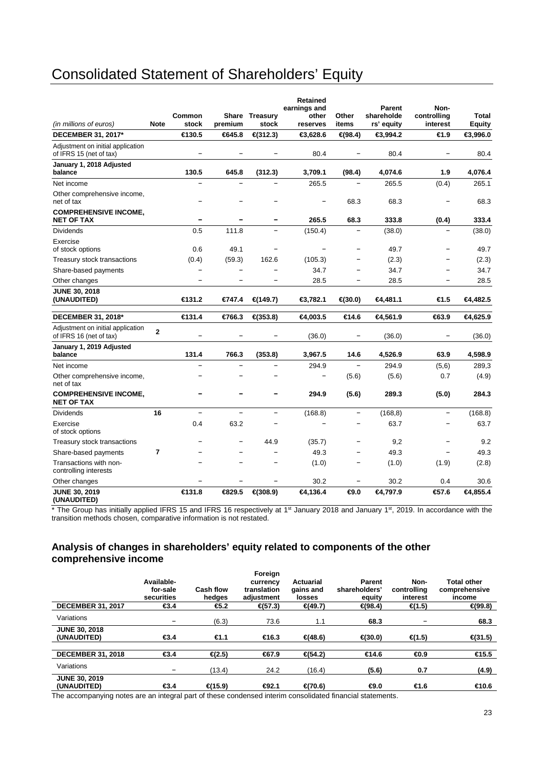# Consolidated Statement of Shareholders' Equity

| *(in millions of euros)* | Note | Common stock | Share premium | Treasury stock | Retained earnings and other reserves | Other items | Parent shareholders' equity | Non-controlling interest | Total Equity |
|---|---|---|---|---|---|---|---|---|---|
| **DECEMBER 31, 2017*** | | **€130.5** | **€645.8** | **€(312.3)** | **€3,628.6** | **€(98.4)** | **€3,994.2** | **€1.9** | **€3,996.0** |
| Adjustment on initial application of IFRS 15 (net of tax) | | – | – | – | 80.4 | – | 80.4 | – | 80.4 |
| **January 1, 2018 Adjusted balance** | | **130.5** | **645.8** | **(312.3)** | **3,709.1** | **(98.4)** | **4,074.6** | **1.9** | **4,076.4** |
| Net income | | – | – | – | 265.5 | – | 265.5 | (0.4) | 265.1 |
| Other comprehensive income, net of tax | | – | – | – | – | 68.3 | 68.3 | – | 68.3 |
| **COMPREHENSIVE INCOME, NET OF TAX** | | **–** | **–** | **–** | **265.5** | **68.3** | **333.8** | **(0.4)** | **333.4** |
| Dividends | | 0.5 | 111.8 | – | (150.4) | – | (38.0) | – | (38.0) |
| Exercise of stock options | | 0.6 | 49.1 | – | – | – | 49.7 | – | 49.7 |
| Treasury stock transactions | | (0.4) | (59.3) | 162.6 | (105.3) | – | (2.3) | – | (2.3) |
| Share-based payments | | – | – | – | 34.7 | – | 34.7 | – | 34.7 |
| Other changes | | – | – | – | 28.5 | – | 28.5 | – | 28.5 |
| **JUNE 30, 2018 (UNAUDITED)** | | **€131.2** | **€747.4** | **€(149.7)** | **€3,782.1** | **€(30.0)** | **€4,481.1** | **€1.5** | **€4,482.5** |
| **DECEMBER 31, 2018*** | | **€131.4** | **€766.3** | **€(353.8)** | **€4,003.5** | **€14.6** | **€4,561.9** | **€63.9** | **€4,625.9** |
| Adjustment on initial application of IFRS 16 (net of tax) | **2** | – | – | – | (36.0) | – | (36.0) | – | (36.0) |
| **January 1, 2019 Adjusted balance** | | **131.4** | **766.3** | **(353.8)** | **3,967.5** | **14.6** | **4,526.9** | **63.9** | **4,598.9** |
| Net income | | – | – | – | 294.9 | – | 294.9 | (5,6) | 289,3 |
| Other comprehensive income, net of tax | | – | – | – | – | (5.6) | (5.6) | 0.7 | (4.9) |
| **COMPREHENSIVE INCOME, NET OF TAX** | | **–** | **–** | **–** | **294.9** | **(5.6)** | **289.3** | **(5.0)** | **284.3** |
| Dividends | **16** | – | – | – | (168.8) | – | (168,8) | – | (168.8) |
| Exercise of stock options | | 0.4 | 63.2 | – | – | – | 63.7 | – | 63.7 |
| Treasury stock transactions | | – | – | 44.9 | (35.7) | – | 9,2 | – | 9.2 |
| Share-based payments | **7** | – | – | – | 49.3 | – | 49.3 | – | 49.3 |
| Transactions with non-controlling interests | | – | – | – | (1.0) | – | (1.0) | (1.9) | (2.8) |
| Other changes | | – | – | – | 30.2 | – | 30.2 | 0.4 | 30.6 |
| **JUNE 30, 2019 (UNAUDITED)** | | **€131.8** | **€829.5** | **€(308.9)** | **€4,136.4** | **€9.0** | **€4,797.9** | **€57.6** | **€4,855.4** |

\* The Group has initially applied IFRS 15 and IFRS 16 respectively at 1st January 2018 and January 1st, 2019. In accordance with the transition methods chosen, comparative information is not restated.

## Analysis of changes in shareholders' equity related to components of the other comprehensive income

| | Available-for-sale securities | Cash flow hedges | Foreign currency translation adjustment | Actuarial gains and losses | Parent shareholders' equity | Non-controlling interest | Total other comprehensive income |
|---|---|---|---|---|---|---|---|
| **DECEMBER 31, 2017** | **€3.4** | **€5.2** | **€(57.3)** | **€(49.7)** | **€(98.4)** | **€(1.5)** | **€(99.8)** |
| Variations | – | (6.3) | 73.6 | 1.1 | **68.3** | – | **68.3** |
| **JUNE 30, 2018 (UNAUDITED)** | **€3.4** | **€1.1** | **€16.3** | **€(48.6)** | **€(30.0)** | **€(1.5)** | **€(31.5)** |
| **DECEMBER 31, 2018** | **€3.4** | **€(2.5)** | **€67.9** | **€(54.2)** | **€14.6** | **€0.9** | **€15.5** |
| Variations | – | (13.4) | 24.2 | (16.4) | **(5.6)** | **0.7** | **(4.9)** |
| **JUNE 30, 2019 (UNAUDITED)** | **€3.4** | **€(15.9)** | **€92.1** | **€(70.6)** | **€9.0** | **€1.6** | **€10.6** |

The accompanying notes are an integral part of these condensed interim consolidated financial statements.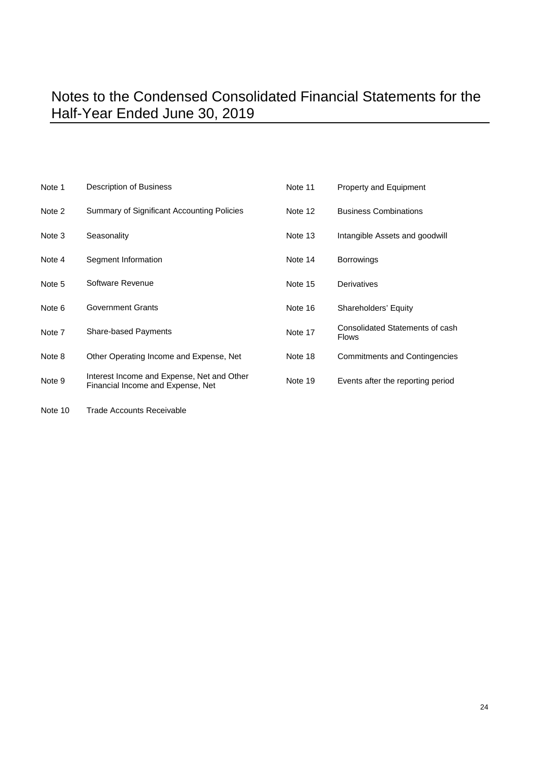# Notes to the Condensed Consolidated Financial Statements for the Half-Year Ended June 30, 2019

| | | | |
|---|---|---|---|
| Note 1 | Description of Business | Note 11 | Property and Equipment |
| Note 2 | Summary of Significant Accounting Policies | Note 12 | Business Combinations |
| Note 3 | Seasonality | Note 13 | Intangible Assets and goodwill |
| Note 4 | Segment Information | Note 14 | Borrowings |
| Note 5 | Software Revenue | Note 15 | Derivatives |
| Note 6 | Government Grants | Note 16 | Shareholders' Equity |
| Note 7 | Share-based Payments | Note 17 | Consolidated Statements of cash Flows |
| Note 8 | Other Operating Income and Expense, Net | Note 18 | Commitments and Contingencies |
| Note 9 | Interest Income and Expense, Net and Other Financial Income and Expense, Net | Note 19 | Events after the reporting period |
| Note 10 | Trade Accounts Receivable | | |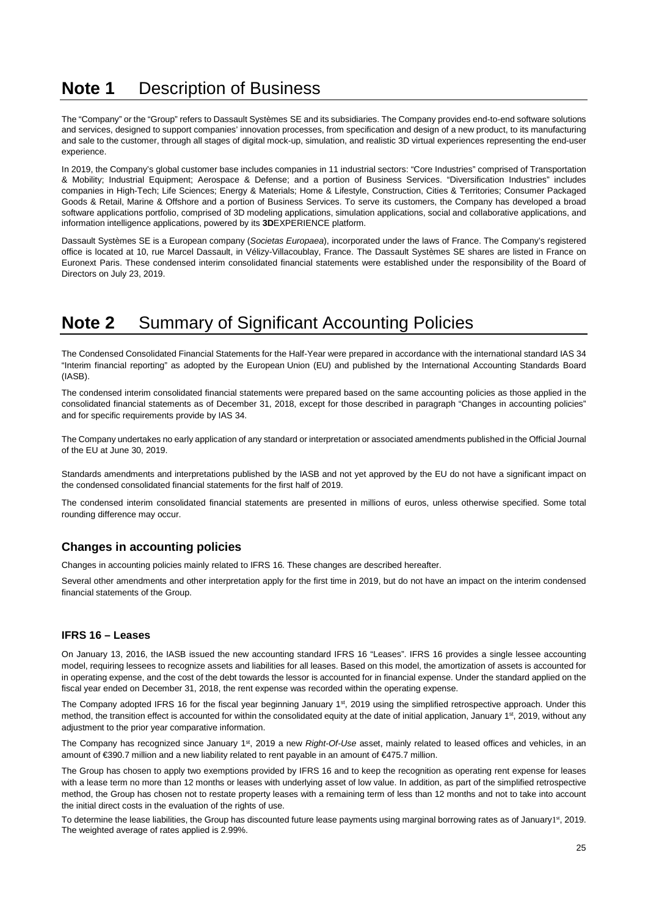# Note 1 Description of Business

The “Company” or the “Group” refers to Dassault Systèmes SE and its subsidiaries. The Company provides end-to-end software solutions and services, designed to support companies' innovation processes, from specification and design of a new product, to its manufacturing and sale to the customer, through all stages of digital mock-up, simulation, and realistic 3D virtual experiences representing the end-user experience.

In 2019, the Company's global customer base includes companies in 11 industrial sectors: “Core Industries” comprised of Transportation & Mobility; Industrial Equipment; Aerospace & Defense; and a portion of Business Services. “Diversification Industries” includes companies in High-Tech; Life Sciences; Energy & Materials; Home & Lifestyle, Construction, Cities & Territories; Consumer Packaged Goods & Retail, Marine & Offshore and a portion of Business Services. To serve its customers, the Company has developed a broad software applications portfolio, comprised of 3D modeling applications, simulation applications, social and collaborative applications, and information intelligence applications, powered by its **3D**EXPERIENCE platform.

Dassault Systèmes SE is a European company (*Societas Europaea*), incorporated under the laws of France. The Company's registered office is located at 10, rue Marcel Dassault, in Vélizy-Villacoublay, France. The Dassault Systèmes SE shares are listed in France on Euronext Paris. These condensed interim consolidated financial statements were established under the responsibility of the Board of Directors on July 23, 2019.

# Note 2 Summary of Significant Accounting Policies

The Condensed Consolidated Financial Statements for the Half-Year were prepared in accordance with the international standard IAS 34 “Interim financial reporting” as adopted by the European Union (EU) and published by the International Accounting Standards Board (IASB).

The condensed interim consolidated financial statements were prepared based on the same accounting policies as those applied in the consolidated financial statements as of December 31, 2018, except for those described in paragraph “Changes in accounting policies” and for specific requirements provide by IAS 34.

The Company undertakes no early application of any standard or interpretation or associated amendments published in the Official Journal of the EU at June 30, 2019.

Standards amendments and interpretations published by the IASB and not yet approved by the EU do not have a significant impact on the condensed consolidated financial statements for the first half of 2019.

The condensed interim consolidated financial statements are presented in millions of euros, unless otherwise specified. Some total rounding difference may occur.

## Changes in accounting policies

Changes in accounting policies mainly related to IFRS 16. These changes are described hereafter.

Several other amendments and other interpretation apply for the first time in 2019, but do not have an impact on the interim condensed financial statements of the Group.

### IFRS 16 – Leases

On January 13, 2016, the IASB issued the new accounting standard IFRS 16 “Leases”. IFRS 16 provides a single lessee accounting model, requiring lessees to recognize assets and liabilities for all leases. Based on this model, the amortization of assets is accounted for in operating expense, and the cost of the debt towards the lessor is accounted for in financial expense. Under the standard applied on the fiscal year ended on December 31, 2018, the rent expense was recorded within the operating expense.

The Company adopted IFRS 16 for the fiscal year beginning January 1st, 2019 using the simplified retrospective approach. Under this method, the transition effect is accounted for within the consolidated equity at the date of initial application, January 1st, 2019, without any adjustment to the prior year comparative information.

The Company has recognized since January 1st, 2019 a new *Right-Of-Use* asset, mainly related to leased offices and vehicles, in an amount of €390.7 million and a new liability related to rent payable in an amount of €475.7 million.

The Group has chosen to apply two exemptions provided by IFRS 16 and to keep the recognition as operating rent expense for leases with a lease term no more than 12 months or leases with underlying asset of low value. In addition, as part of the simplified retrospective method, the Group has chosen not to restate property leases with a remaining term of less than 12 months and not to take into account the initial direct costs in the evaluation of the rights of use.

To determine the lease liabilities, the Group has discounted future lease payments using marginal borrowing rates as of January1st, 2019. The weighted average of rates applied is 2.99%.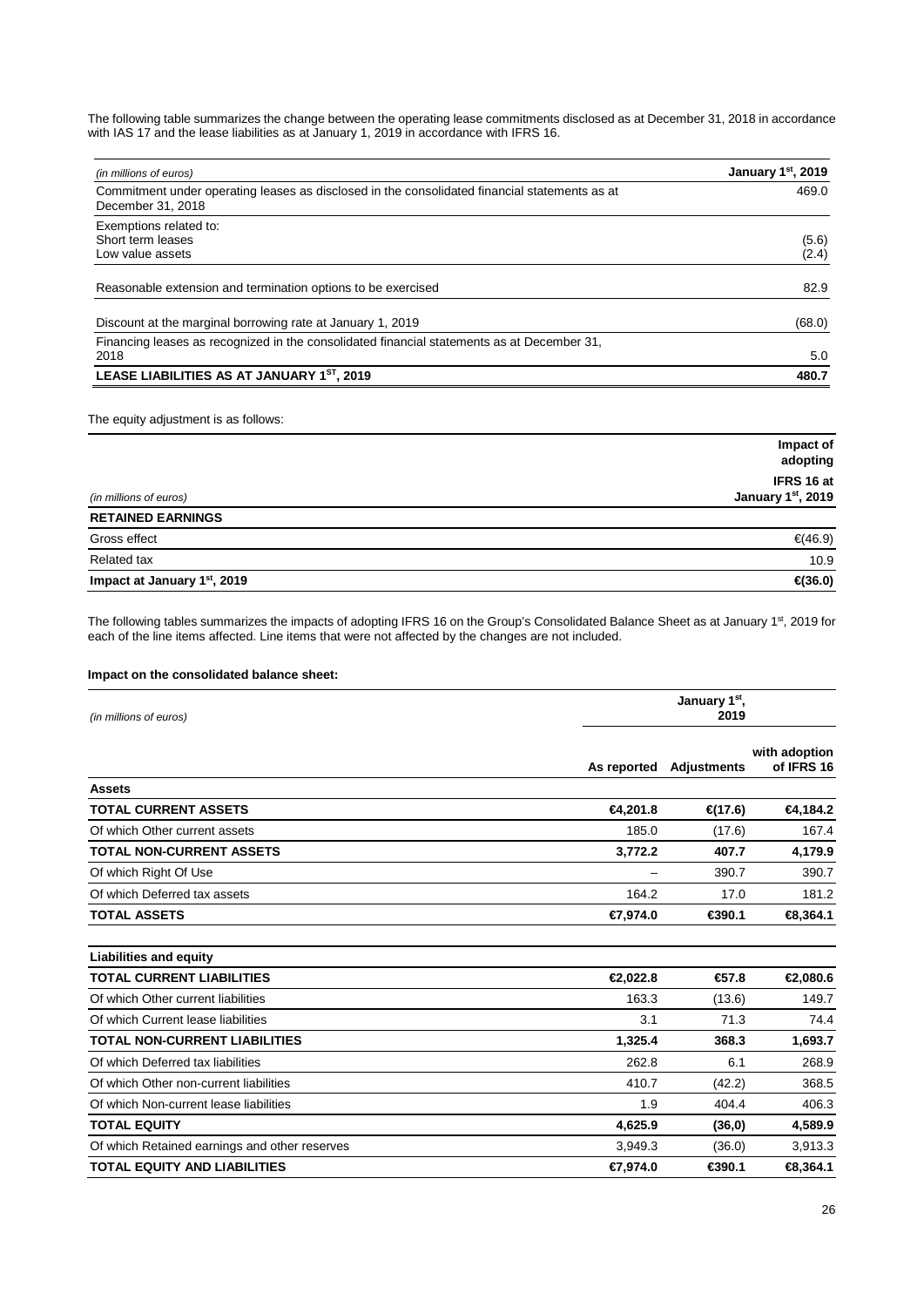The following table summarizes the change between the operating lease commitments disclosed as at December 31, 2018 in accordance with IAS 17 and the lease liabilities as at January 1, 2019 in accordance with IFRS 16.

| *(in millions of euros)* | **January 1st, 2019** |
|---|---|
| Commitment under operating leases as disclosed in the consolidated financial statements as at December 31, 2018 | 469.0 |
| Exemptions related to: | |
| Short term leases | (5.6) |
| Low value assets | (2.4) |
| Reasonable extension and termination options to be exercised | 82.9 |
| Discount at the marginal borrowing rate at January 1, 2019 | (68.0) |
| Financing leases as recognized in the consolidated financial statements as at December 31, 2018 | 5.0 |
| **LEASE LIABILITIES AS AT JANUARY 1ST, 2019** | **480.7** |

The equity adjustment is as follows:

| *(in millions of euros)* | **Impact of adopting IFRS 16 at January 1st, 2019** |
|---|---|
| **RETAINED EARNINGS** | |
| Gross effect | €(46.9) |
| Related tax | 10.9 |
| **Impact at January 1st, 2019** | **€(36.0)** |

The following tables summarizes the impacts of adopting IFRS 16 on the Group's Consolidated Balance Sheet as at January 1st, 2019 for each of the line items affected. Line items that were not affected by the changes are not included.

**Impact on the consolidated balance sheet:**

| *(in millions of euros)* | | **January 1st, 2019** | |
|---|---|---|---|
| | **As reported** | **Adjustments** | **with adoption of IFRS 16** |
| **Assets** | | | |
| **TOTAL CURRENT ASSETS** | **€4,201.8** | **€(17.6)** | **€4,184.2** |
| Of which Other current assets | 185.0 | (17.6) | 167.4 |
| **TOTAL NON-CURRENT ASSETS** | **3,772.2** | **407.7** | **4,179.9** |
| Of which Right Of Use | – | 390.7 | 390.7 |
| Of which Deferred tax assets | 164.2 | 17.0 | 181.2 |
| **TOTAL ASSETS** | **€7,974.0** | **€390.1** | **€8,364.1** |
| **Liabilities and equity** | | | |
| **TOTAL CURRENT LIABILITIES** | **€2,022.8** | **€57.8** | **€2,080.6** |
| Of which Other current liabilities | 163.3 | (13.6) | 149.7 |
| Of which Current lease liabilities | 3.1 | 71.3 | 74.4 |
| **TOTAL NON-CURRENT LIABILITIES** | **1,325.4** | **368.3** | **1,693.7** |
| Of which Deferred tax liabilities | 262.8 | 6.1 | 268.9 |
| Of which Other non-current liabilities | 410.7 | (42.2) | 368.5 |
| Of which Non-current lease liabilities | 1.9 | 404.4 | 406.3 |
| **TOTAL EQUITY** | **4,625.9** | **(36,0)** | **4,589.9** |
| Of which Retained earnings and other reserves | 3,949.3 | (36.0) | 3,913.3 |
| **TOTAL EQUITY AND LIABILITIES** | **€7,974.0** | **€390.1** | **€8,364.1** |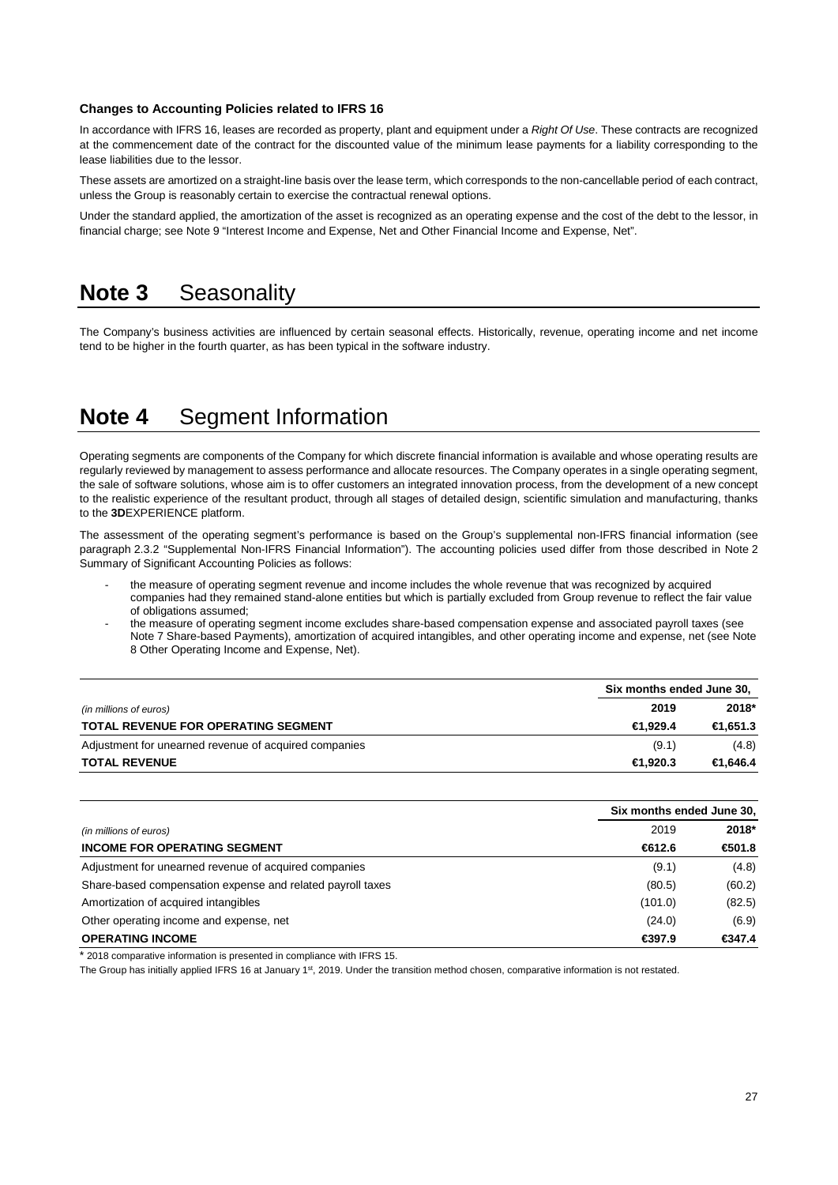**Changes to Accounting Policies related to IFRS 16**

In accordance with IFRS 16, leases are recorded as property, plant and equipment under a *Right Of Use*. These contracts are recognized at the commencement date of the contract for the discounted value of the minimum lease payments for a liability corresponding to the lease liabilities due to the lessor.

These assets are amortized on a straight-line basis over the lease term, which corresponds to the non-cancellable period of each contract, unless the Group is reasonably certain to exercise the contractual renewal options.

Under the standard applied, the amortization of the asset is recognized as an operating expense and the cost of the debt to the lessor, in financial charge; see Note 9 "Interest Income and Expense, Net and Other Financial Income and Expense, Net".

# Note 3 Seasonality

The Company's business activities are influenced by certain seasonal effects. Historically, revenue, operating income and net income tend to be higher in the fourth quarter, as has been typical in the software industry.

# Note 4 Segment Information

Operating segments are components of the Company for which discrete financial information is available and whose operating results are regularly reviewed by management to assess performance and allocate resources. The Company operates in a single operating segment, the sale of software solutions, whose aim is to offer customers an integrated innovation process, from the development of a new concept to the realistic experience of the resultant product, through all stages of detailed design, scientific simulation and manufacturing, thanks to the **3D**EXPERIENCE platform.

The assessment of the operating segment's performance is based on the Group's supplemental non-IFRS financial information (see paragraph 2.3.2 "Supplemental Non-IFRS Financial Information"). The accounting policies used differ from those described in Note 2 Summary of Significant Accounting Policies as follows:

- the measure of operating segment revenue and income includes the whole revenue that was recognized by acquired companies had they remained stand-alone entities but which is partially excluded from Group revenue to reflect the fair value of obligations assumed;
- the measure of operating segment income excludes share-based compensation expense and associated payroll taxes (see Note 7 Share-based Payments), amortization of acquired intangibles, and other operating income and expense, net (see Note 8 Other Operating Income and Expense, Net).

| | Six months ended June 30, | |
|---|---|---|
| *(in millions of euros)* | **2019** | **2018*** |
| **TOTAL REVENUE FOR OPERATING SEGMENT** | **€1,929.4** | **€1,651.3** |
| Adjustment for unearned revenue of acquired companies | (9.1) | (4.8) |
| **TOTAL REVENUE** | **€1,920.3** | **€1,646.4** |

| | Six months ended June 30, | |
|---|---|---|
| *(in millions of euros)* | 2019 | **2018*** |
| **INCOME FOR OPERATING SEGMENT** | **€612.6** | **€501.8** |
| Adjustment for unearned revenue of acquired companies | (9.1) | (4.8) |
| Share-based compensation expense and related payroll taxes | (80.5) | (60.2) |
| Amortization of acquired intangibles | (101.0) | (82.5) |
| Other operating income and expense, net | (24.0) | (6.9) |
| **OPERATING INCOME** | **€397.9** | **€347.4** |

\* 2018 comparative information is presented in compliance with IFRS 15.

The Group has initially applied IFRS 16 at January 1st, 2019. Under the transition method chosen, comparative information is not restated.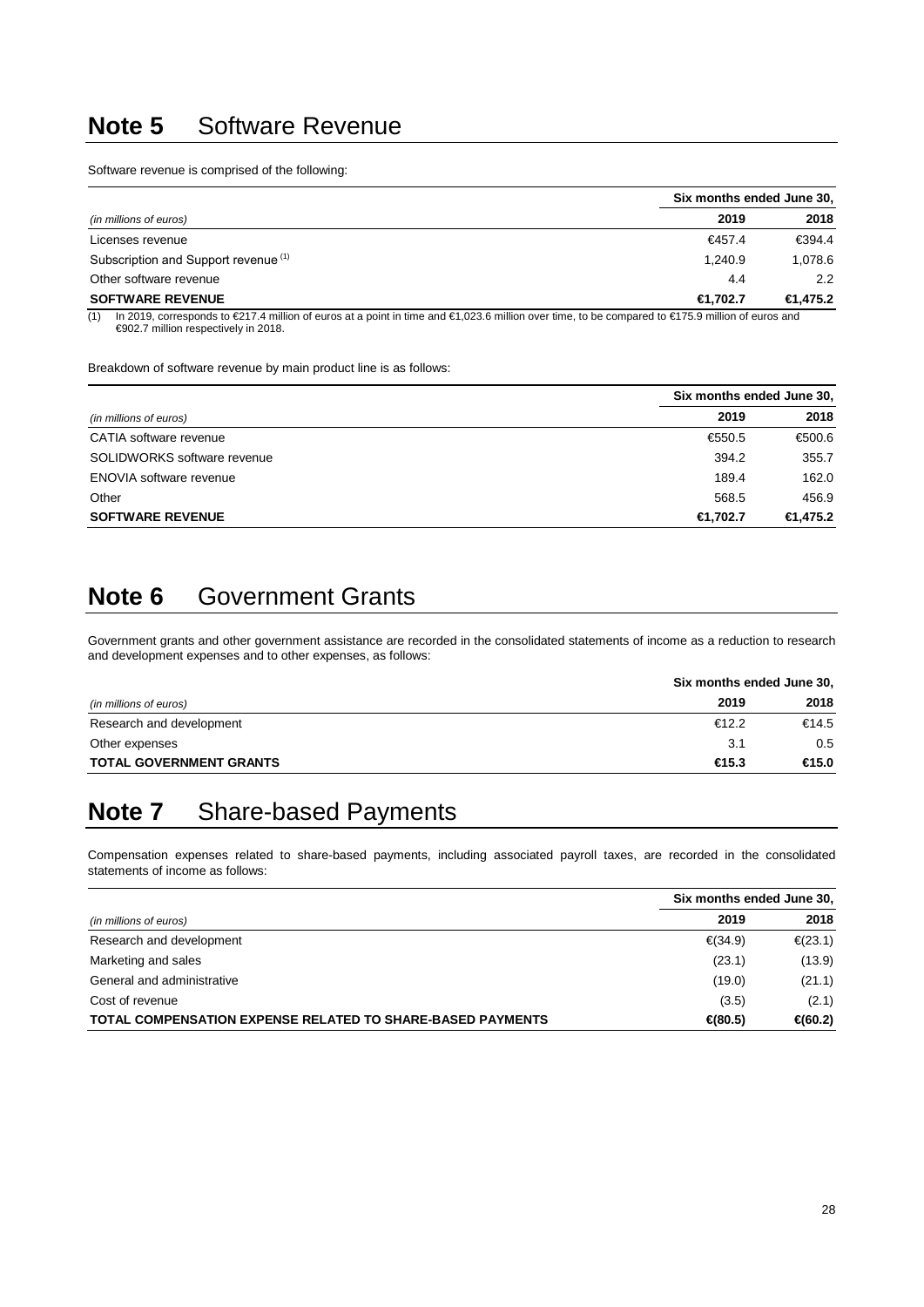# Note 5 Software Revenue

Software revenue is comprised of the following:

| *(in millions of euros)* | Six months ended June 30, 2019 | 2018 |
|---|---|---|
| Licenses revenue | €457.4 | €394.4 |
| Subscription and Support revenue [(1)] | 1,240.9 | 1,078.6 |
| Other software revenue | 4.4 | 2.2 |
| **SOFTWARE REVENUE** | **€1,702.7** | **€1,475.2** |

(1) In 2019, corresponds to €217.4 million of euros at a point in time and €1,023.6 million over time, to be compared to €175.9 million of euros and €902.7 million respectively in 2018.

Breakdown of software revenue by main product line is as follows:

| *(in millions of euros)* | Six months ended June 30, 2019 | 2018 |
|---|---|---|
| CATIA software revenue | €550.5 | €500.6 |
| SOLIDWORKS software revenue | 394.2 | 355.7 |
| ENOVIA software revenue | 189.4 | 162.0 |
| Other | 568.5 | 456.9 |
| **SOFTWARE REVENUE** | **€1,702.7** | **€1,475.2** |

# Note 6 Government Grants

Government grants and other government assistance are recorded in the consolidated statements of income as a reduction to research and development expenses and to other expenses, as follows:

| *(in millions of euros)* | Six months ended June 30, 2019 | 2018 |
|---|---|---|
| Research and development | €12.2 | €14.5 |
| Other expenses | 3.1 | 0.5 |
| **TOTAL GOVERNMENT GRANTS** | **€15.3** | **€15.0** |

# Note 7 Share-based Payments

Compensation expenses related to share-based payments, including associated payroll taxes, are recorded in the consolidated statements of income as follows:

| *(in millions of euros)* | Six months ended June 30, 2019 | 2018 |
|---|---|---|
| Research and development | €(34.9) | €(23.1) |
| Marketing and sales | (23.1) | (13.9) |
| General and administrative | (19.0) | (21.1) |
| Cost of revenue | (3.5) | (2.1) |
| **TOTAL COMPENSATION EXPENSE RELATED TO SHARE-BASED PAYMENTS** | **€(80.5)** | **€(60.2)** |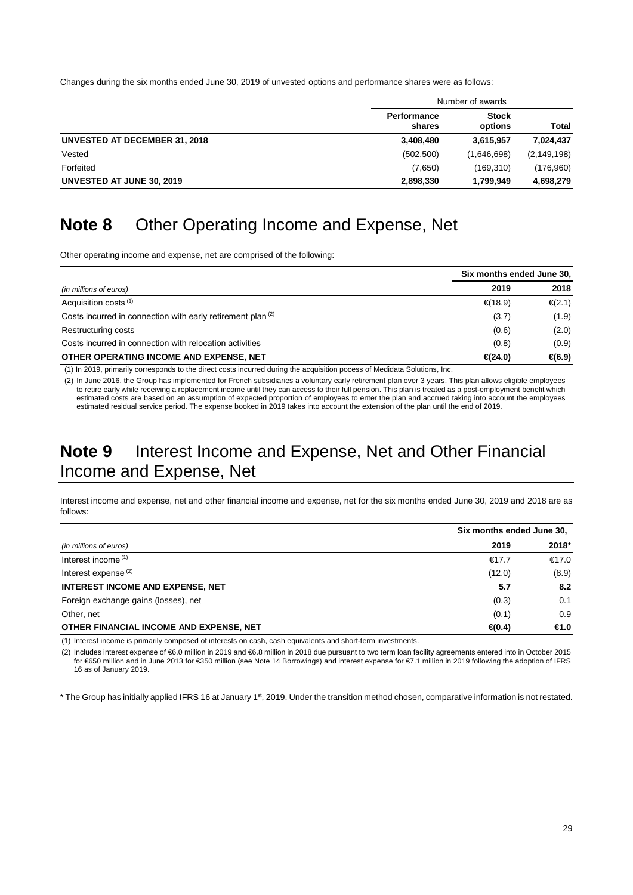Changes during the six months ended June 30, 2019 of unvested options and performance shares were as follows:

| | Number of awards | | |
|---|---|---|---|
| | **Performance shares** | **Stock options** | **Total** |
| **UNVESTED AT DECEMBER 31, 2018** | **3,408,480** | **3,615,957** | **7,024,437** |
| Vested | (502,500) | (1,646,698) | (2,149,198) |
| Forfeited | (7,650) | (169,310) | (176,960) |
| **UNVESTED AT JUNE 30, 2019** | **2,898,330** | **1,799,949** | **4,698,279** |

# Note 8 Other Operating Income and Expense, Net

Other operating income and expense, net are comprised of the following:

| | Six months ended June 30, | |
|---|---|---|
| *(in millions of euros)* | **2019** | **2018** |
| Acquisition costs [(1)] | €(18.9) | €(2.1) |
| Costs incurred in connection with early retirement plan [(2)] | (3.7) | (1.9) |
| Restructuring costs | (0.6) | (2.0) |
| Costs incurred in connection with relocation activities | (0.8) | (0.9) |
| **OTHER OPERATING INCOME AND EXPENSE, NET** | **€(24.0)** | **€(6.9)** |

(1) In 2019, primarily corresponds to the direct costs incurred during the acquisition process of Medidata Solutions, Inc.

(2) In June 2016, the Group has implemented for French subsidiaries a voluntary early retirement plan over 3 years. This plan allows eligible employees to retire early while receiving a replacement income until they can access to their full pension. This plan is treated as a post-employment benefit which estimated costs are based on an assumption of expected proportion of employees to enter the plan and accrued taking into account the employees estimated residual service period. The expense booked in 2019 takes into account the extension of the plan until the end of 2019.

# Note 9 Interest Income and Expense, Net and Other Financial Income and Expense, Net

Interest income and expense, net and other financial income and expense, net for the six months ended June 30, 2019 and 2018 are as follows:

| | Six months ended June 30, | |
|---|---|---|
| *(in millions of euros)* | **2019** | **2018*** |
| Interest income [(1)] | €17.7 | €17.0 |
| Interest expense [(2)] | (12.0) | (8.9) |
| **INTEREST INCOME AND EXPENSE, NET** | **5.7** | **8.2** |
| Foreign exchange gains (losses), net | (0.3) | 0.1 |
| Other, net | (0.1) | 0.9 |
| **OTHER FINANCIAL INCOME AND EXPENSE, NET** | **€(0.4)** | **€1.0** |

(1) Interest income is primarily composed of interests on cash, cash equivalents and short-term investments.

(2) Includes interest expense of €6.0 million in 2019 and €6.8 million in 2018 due pursuant to two term loan facility agreements entered into in October 2015 for €650 million and in June 2013 for €350 million (see Note 14 Borrowings) and interest expense for €7.1 million in 2019 following the adoption of IFRS 16 as of January 2019.

* The Group has initially applied IFRS 16 at January 1st, 2019. Under the transition method chosen, comparative information is not restated.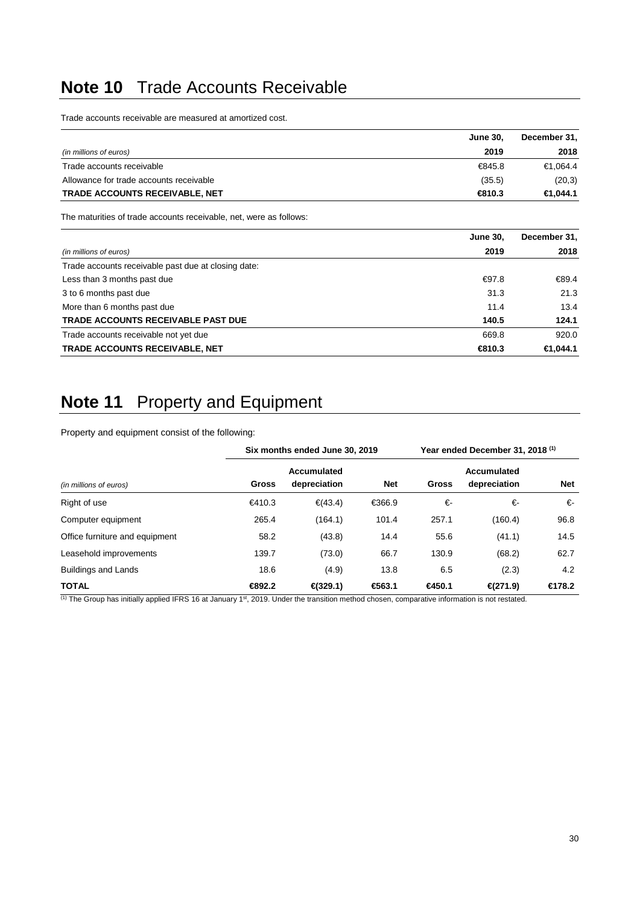# Note 10 Trade Accounts Receivable

Trade accounts receivable are measured at amortized cost.

| *(in millions of euros)* | June 30, 2019 | December 31, 2018 |
|---|---|---|
| Trade accounts receivable | €845.8 | €1,064.4 |
| Allowance for trade accounts receivable | (35.5) | (20,3) |
| **TRADE ACCOUNTS RECEIVABLE, NET** | **€810.3** | **€1,044.1** |

The maturities of trade accounts receivable, net, were as follows:

| *(in millions of euros)* | June 30, 2019 | December 31, 2018 |
|---|---|---|
| Trade accounts receivable past due at closing date: | | |
| Less than 3 months past due | €97.8 | €89.4 |
| 3 to 6 months past due | 31.3 | 21.3 |
| More than 6 months past due | 11.4 | 13.4 |
| **TRADE ACCOUNTS RECEIVABLE PAST DUE** | **140.5** | **124.1** |
| Trade accounts receivable not yet due | 669.8 | 920.0 |
| **TRADE ACCOUNTS RECEIVABLE, NET** | **€810.3** | **€1,044.1** |

# Note 11 Property and Equipment

Property and equipment consist of the following:

| | Six months ended June 30, 2019 | | | Year ended December 31, 2018 [1] | | |
|---|---|---|---|---|---|---|
| *(in millions of euros)* | Gross | Accumulated depreciation | Net | Gross | Accumulated depreciation | Net |
| Right of use | €410.3 | €(43.4) | €366.9 | €- | €- | €- |
| Computer equipment | 265.4 | (164.1) | 101.4 | 257.1 | (160.4) | 96.8 |
| Office furniture and equipment | 58.2 | (43.8) | 14.4 | 55.6 | (41.1) | 14.5 |
| Leasehold improvements | 139.7 | (73.0) | 66.7 | 130.9 | (68.2) | 62.7 |
| Buildings and Lands | 18.6 | (4.9) | 13.8 | 6.5 | (2.3) | 4.2 |
| **TOTAL** | **€892.2** | **€(329.1)** | **€563.1** | **€450.1** | **€(271.9)** | **€178.2** |

[1] The Group has initially applied IFRS 16 at January 1st, 2019. Under the transition method chosen, comparative information is not restated.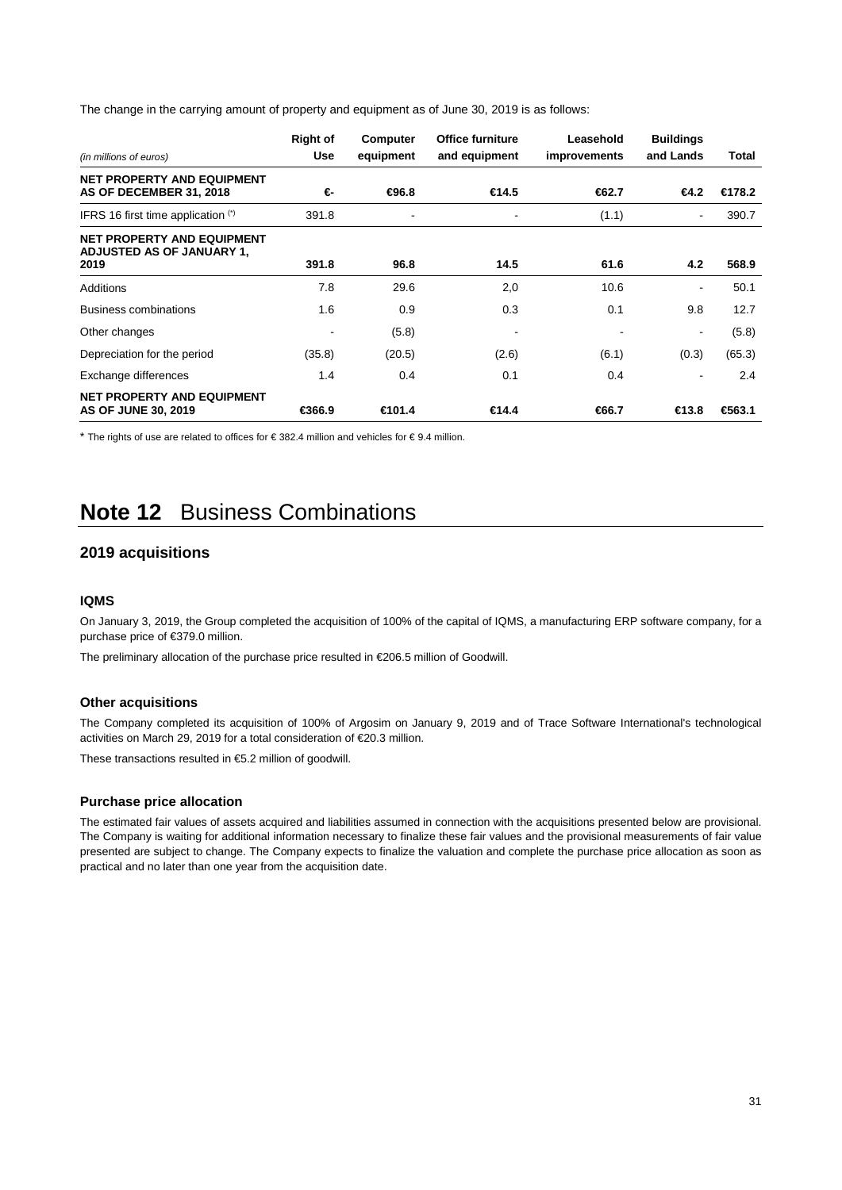The change in the carrying amount of property and equipment as of June 30, 2019 is as follows:

| *(in millions of euros)* | Right of Use | Computer equipment | Office furniture and equipment | Leasehold improvements | Buildings and Lands | Total |
|---|---|---|---|---|---|---|
| **NET PROPERTY AND EQUIPMENT AS OF DECEMBER 31, 2018** | **€-** | **€96.8** | **€14.5** | **€62.7** | **€4.2** | **€178.2** |
| IFRS 16 first time application (*) | 391.8 | - | - | (1.1) | - | 390.7 |
| **NET PROPERTY AND EQUIPMENT ADJUSTED AS OF JANUARY 1, 2019** | **391.8** | **96.8** | **14.5** | **61.6** | **4.2** | **568.9** |
| Additions | 7.8 | 29.6 | 2,0 | 10.6 | - | 50.1 |
| Business combinations | 1.6 | 0.9 | 0.3 | 0.1 | 9.8 | 12.7 |
| Other changes | - | (5.8) | - | - | - | (5.8) |
| Depreciation for the period | (35.8) | (20.5) | (2.6) | (6.1) | (0.3) | (65.3) |
| Exchange differences | 1.4 | 0.4 | 0.1 | 0.4 | - | 2.4 |
| **NET PROPERTY AND EQUIPMENT AS OF JUNE 30, 2019** | **€366.9** | **€101.4** | **€14.4** | **€66.7** | **€13.8** | **€563.1** |

* The rights of use are related to offices for € 382.4 million and vehicles for € 9.4 million.

# Note 12 Business Combinations

## 2019 acquisitions

### IQMS

On January 3, 2019, the Group completed the acquisition of 100% of the capital of IQMS, a manufacturing ERP software company, for a purchase price of €379.0 million.

The preliminary allocation of the purchase price resulted in €206.5 million of Goodwill.

### Other acquisitions

The Company completed its acquisition of 100% of Argosim on January 9, 2019 and of Trace Software International's technological activities on March 29, 2019 for a total consideration of €20.3 million.

These transactions resulted in €5.2 million of goodwill.

### Purchase price allocation

The estimated fair values of assets acquired and liabilities assumed in connection with the acquisitions presented below are provisional. The Company is waiting for additional information necessary to finalize these fair values and the provisional measurements of fair value presented are subject to change. The Company expects to finalize the valuation and complete the purchase price allocation as soon as practical and no later than one year from the acquisition date.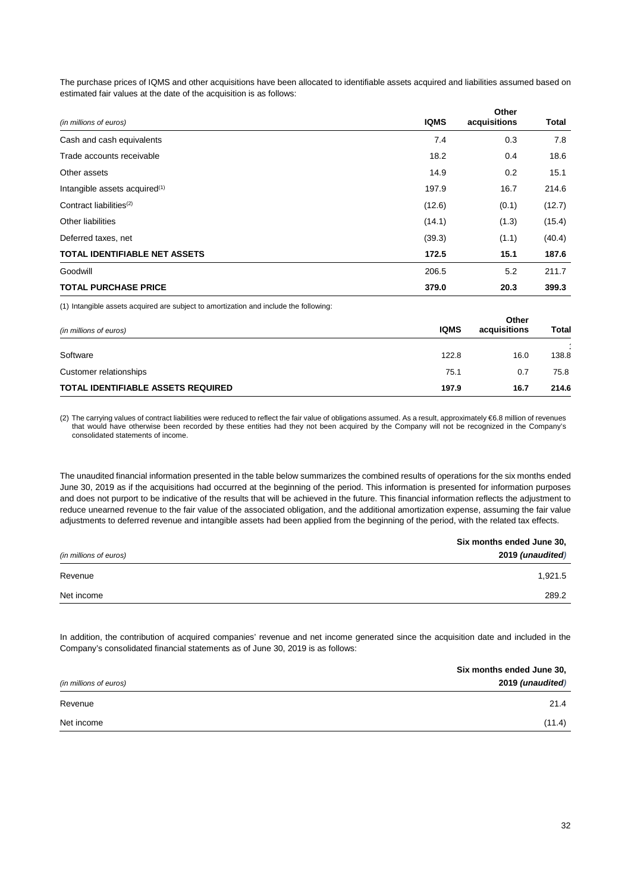The purchase prices of IQMS and other acquisitions have been allocated to identifiable assets acquired and liabilities assumed based on estimated fair values at the date of the acquisition is as follows:

| *(in millions of euros)* | IQMS | Other acquisitions | Total |
|---|---|---|---|
| Cash and cash equivalents | 7.4 | 0.3 | 7.8 |
| Trade accounts receivable | 18.2 | 0.4 | 18.6 |
| Other assets | 14.9 | 0.2 | 15.1 |
| Intangible assets acquired[(1)] | 197.9 | 16.7 | 214.6 |
| Contract liabilities[(2)] | (12.6) | (0.1) | (12.7) |
| Other liabilities | (14.1) | (1.3) | (15.4) |
| Deferred taxes, net | (39.3) | (1.1) | (40.4) |
| **TOTAL IDENTIFIABLE NET ASSETS** | **172.5** | **15.1** | **187.6** |
| Goodwill | 206.5 | 5.2 | 211.7 |
| **TOTAL PURCHASE PRICE** | **379.0** | **20.3** | **399.3** |

(1) Intangible assets acquired are subject to amortization and include the following:

| *(in millions of euros)* | IQMS | Other acquisitions | Total |
|---|---|---|---|
| Software | 122.8 | 16.0 | 138.8 |
| Customer relationships | 75.1 | 0.7 | 75.8 |
| **TOTAL IDENTIFIABLE ASSETS REQUIRED** | **197.9** | **16.7** | **214.6** |

(2) The carrying values of contract liabilities were reduced to reflect the fair value of obligations assumed. As a result, approximately €6.8 million of revenues that would have otherwise been recorded by these entities had they not been acquired by the Company will not be recognized in the Company's consolidated statements of income.

The unaudited financial information presented in the table below summarizes the combined results of operations for the six months ended June 30, 2019 as if the acquisitions had occurred at the beginning of the period. This information is presented for information purposes and does not purport to be indicative of the results that will be achieved in the future. This financial information reflects the adjustment to reduce unearned revenue to the fair value of the associated obligation, and the additional amortization expense, assuming the fair value adjustments to deferred revenue and intangible assets had been applied from the beginning of the period, with the related tax effects.

| *(in millions of euros)* | Six months ended June 30, 2019 *(unaudited)* |
|---|---|
| Revenue | 1,921.5 |
| Net income | 289.2 |

In addition, the contribution of acquired companies' revenue and net income generated since the acquisition date and included in the Company's consolidated financial statements as of June 30, 2019 is as follows:

| *(in millions of euros)* | Six months ended June 30, 2019 *(unaudited)* |
|---|---|
| Revenue | 21.4 |
| Net income | (11.4) |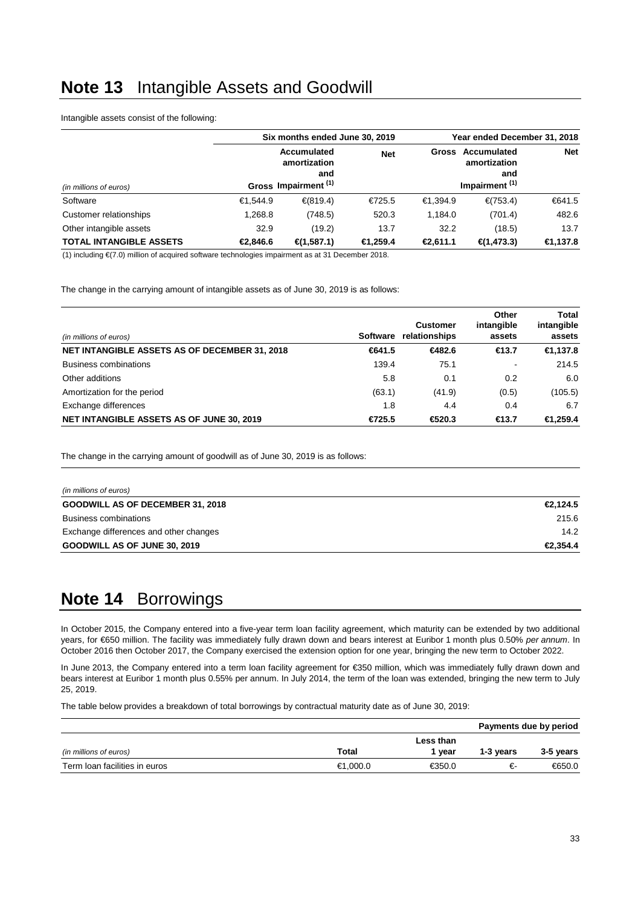# Note 13 Intangible Assets and Goodwill

Intangible assets consist of the following:

| | Six months ended June 30, 2019 | | | Year ended December 31, 2018 | | |
|---|---|---|---|---|---|---|
| *(in millions of euros)* | Gross | Accumulated amortization and Impairment [(1)] | Net | Gross | Accumulated amortization and Impairment [(1)] | Net |
| Software | €1,544.9 | €(819.4) | €725.5 | €1,394.9 | €(753.4) | €641.5 |
| Customer relationships | 1,268.8 | (748.5) | 520.3 | 1,184.0 | (701.4) | 482.6 |
| Other intangible assets | 32.9 | (19.2) | 13.7 | 32.2 | (18.5) | 13.7 |
| **TOTAL INTANGIBLE ASSETS** | **€2,846.6** | **€(1,587.1)** | **€1,259.4** | **€2,611.1** | **€(1,473.3)** | **€1,137.8** |

(1) including €(7.0) million of acquired software technologies impairment as at 31 December 2018.

The change in the carrying amount of intangible assets as of June 30, 2019 is as follows:

| *(in millions of euros)* | Software | Customer relationships | Other intangible assets | Total intangible assets |
|---|---|---|---|---|
| **NET INTANGIBLE ASSETS AS OF DECEMBER 31, 2018** | **€641.5** | **€482.6** | **€13.7** | **€1,137.8** |
| Business combinations | 139.4 | 75.1 | - | 214.5 |
| Other additions | 5.8 | 0.1 | 0.2 | 6.0 |
| Amortization for the period | (63.1) | (41.9) | (0.5) | (105.5) |
| Exchange differences | 1.8 | 4.4 | 0.4 | 6.7 |
| **NET INTANGIBLE ASSETS AS OF JUNE 30, 2019** | **€725.5** | **€520.3** | **€13.7** | **€1,259.4** |

The change in the carrying amount of goodwill as of June 30, 2019 is as follows:

| *(in millions of euros)* | |
|---|---|
| **GOODWILL AS OF DECEMBER 31, 2018** | **€2,124.5** |
| Business combinations | 215.6 |
| Exchange differences and other changes | 14.2 |
| **GOODWILL AS OF JUNE 30, 2019** | **€2,354.4** |

# Note 14 Borrowings

In October 2015, the Company entered into a five-year term loan facility agreement, which maturity can be extended by two additional years, for €650 million. The facility was immediately fully drawn down and bears interest at Euribor 1 month plus 0.50% *per annum*. In October 2016 then October 2017, the Company exercised the extension option for one year, bringing the new term to October 2022.

In June 2013, the Company entered into a term loan facility agreement for €350 million, which was immediately fully drawn down and bears interest at Euribor 1 month plus 0.55% per annum. In July 2014, the term of the loan was extended, bringing the new term to July 25, 2019.

The table below provides a breakdown of total borrowings by contractual maturity date as of June 30, 2019:

| | | Payments due by period | | |
|---|---|---|---|---|
| *(in millions of euros)* | Total | Less than 1 year | 1-3 years | 3-5 years |
| Term loan facilities in euros | €1,000.0 | €350.0 | €- | €650.0 |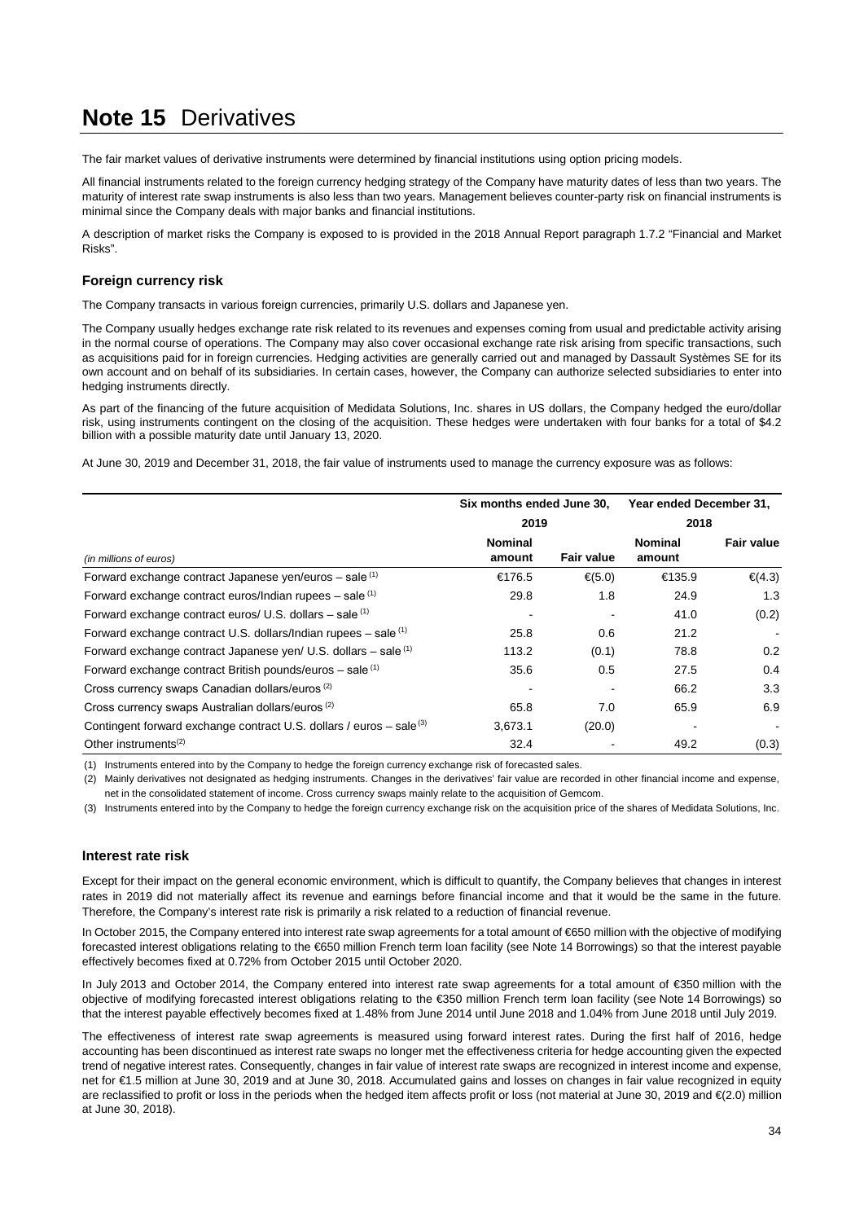# **Note 15** Derivatives

The fair market values of derivative instruments were determined by financial institutions using option pricing models.

All financial instruments related to the foreign currency hedging strategy of the Company have maturity dates of less than two years. The maturity of interest rate swap instruments is also less than two years. Management believes counter-party risk on financial instruments is minimal since the Company deals with major banks and financial institutions.

A description of market risks the Company is exposed to is provided in the 2018 Annual Report paragraph 1.7.2 "Financial and Market Risks".

### Foreign currency risk

The Company transacts in various foreign currencies, primarily U.S. dollars and Japanese yen.

The Company usually hedges exchange rate risk related to its revenues and expenses coming from usual and predictable activity arising in the normal course of operations. The Company may also cover occasional exchange rate risk arising from specific transactions, such as acquisitions paid for in foreign currencies. Hedging activities are generally carried out and managed by Dassault Systèmes SE for its own account and on behalf of its subsidiaries. In certain cases, however, the Company can authorize selected subsidiaries to enter into hedging instruments directly.

As part of the financing of the future acquisition of Medidata Solutions, Inc. shares in US dollars, the Company hedged the euro/dollar risk, using instruments contingent on the closing of the acquisition. These hedges were undertaken with four banks for a total of $4.2 billion with a possible maturity date until January 13, 2020.

At June 30, 2019 and December 31, 2018, the fair value of instruments used to manage the currency exposure was as follows:

| | Six months ended June 30, 2019 | | Year ended December 31, 2018 | |
|---|---|---|---|---|
| *(in millions of euros)* | Nominal amount | Fair value | Nominal amount | Fair value |
| Forward exchange contract Japanese yen/euros – sale (1) | €176.5 | €(5.0) | €135.9 | €(4.3) |
| Forward exchange contract euros/Indian rupees – sale (1) | 29.8 | 1.8 | 24.9 | 1.3 |
| Forward exchange contract euros/ U.S. dollars – sale (1) | - | - | 41.0 | (0.2) |
| Forward exchange contract U.S. dollars/Indian rupees – sale (1) | 25.8 | 0.6 | 21.2 | - |
| Forward exchange contract Japanese yen/ U.S. dollars – sale (1) | 113.2 | (0.1) | 78.8 | 0.2 |
| Forward exchange contract British pounds/euros – sale (1) | 35.6 | 0.5 | 27.5 | 0.4 |
| Cross currency swaps Canadian dollars/euros (2) | - | - | 66.2 | 3.3 |
| Cross currency swaps Australian dollars/euros (2) | 65.8 | 7.0 | 65.9 | 6.9 |
| Contingent forward exchange contract U.S. dollars / euros – sale (3) | 3,673.1 | (20.0) | - | - |
| Other instruments(2) | 32.4 | - | 49.2 | (0.3) |

(1) Instruments entered into by the Company to hedge the foreign currency exchange risk of forecasted sales.

(2) Mainly derivatives not designated as hedging instruments. Changes in the derivatives' fair value are recorded in other financial income and expense, net in the consolidated statement of income. Cross currency swaps mainly relate to the acquisition of Gemcom.

(3) Instruments entered into by the Company to hedge the foreign currency exchange risk on the acquisition price of the shares of Medidata Solutions, Inc.

### Interest rate risk

Except for their impact on the general economic environment, which is difficult to quantify, the Company believes that changes in interest rates in 2019 did not materially affect its revenue and earnings before financial income and that it would be the same in the future. Therefore, the Company's interest rate risk is primarily a risk related to a reduction of financial revenue.

In October 2015, the Company entered into interest rate swap agreements for a total amount of €650 million with the objective of modifying forecasted interest obligations relating to the €650 million French term loan facility (see Note 14 Borrowings) so that the interest payable effectively becomes fixed at 0.72% from October 2015 until October 2020.

In July 2013 and October 2014, the Company entered into interest rate swap agreements for a total amount of €350 million with the objective of modifying forecasted interest obligations relating to the €350 million French term loan facility (see Note 14 Borrowings) so that the interest payable effectively becomes fixed at 1.48% from June 2014 until June 2018 and 1.04% from June 2018 until July 2019.

The effectiveness of interest rate swap agreements is measured using forward interest rates. During the first half of 2016, hedge accounting has been discontinued as interest rate swaps no longer met the effectiveness criteria for hedge accounting given the expected trend of negative interest rates. Consequently, changes in fair value of interest rate swaps are recognized in interest income and expense, net for €1.5 million at June 30, 2019 and at June 30, 2018. Accumulated gains and losses on changes in fair value recognized in equity are reclassified to profit or loss in the periods when the hedged item affects profit or loss (not material at June 30, 2019 and €(2.0) million at June 30, 2018).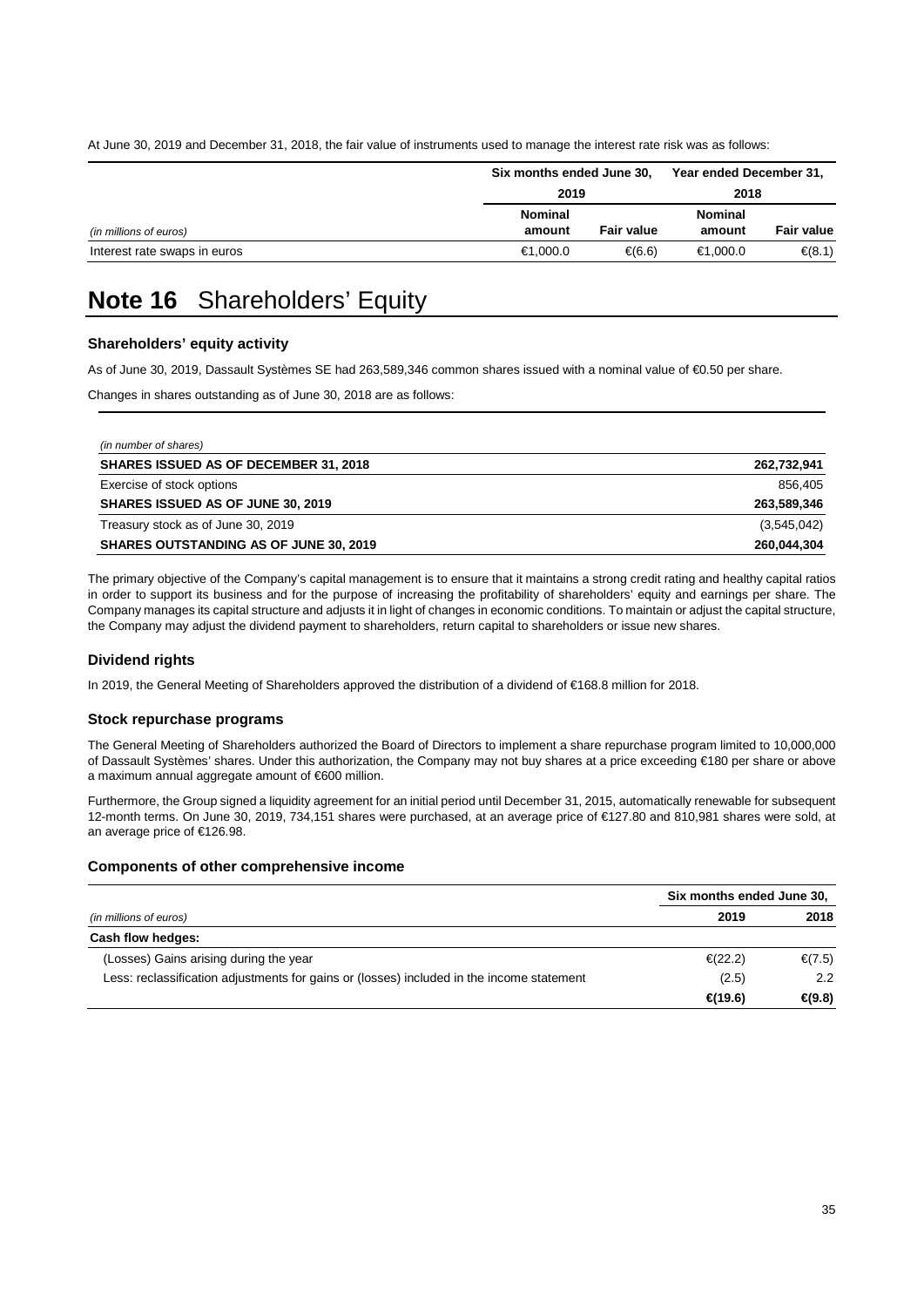At June 30, 2019 and December 31, 2018, the fair value of instruments used to manage the interest rate risk was as follows:

| | Six months ended June 30, | | Year ended December 31, | |
|---|---|---|---|---|
| | 2019 | | 2018 | |
| *(in millions of euros)* | Nominal amount | Fair value | Nominal amount | Fair value |
| Interest rate swaps in euros | €1,000.0 | €(6.6) | €1,000.0 | €(8.1) |

# Note 16 Shareholders' Equity

### Shareholders' equity activity

As of June 30, 2019, Dassault Systèmes SE had 263,589,346 common shares issued with a nominal value of €0.50 per share.

Changes in shares outstanding as of June 30, 2018 are as follows:

| *(in number of shares)* | |
|---|---|
| **SHARES ISSUED AS OF DECEMBER 31, 2018** | **262,732,941** |
| Exercise of stock options | 856,405 |
| **SHARES ISSUED AS OF JUNE 30, 2019** | **263,589,346** |
| Treasury stock as of June 30, 2019 | (3,545,042) |
| **SHARES OUTSTANDING AS OF JUNE 30, 2019** | **260,044,304** |

The primary objective of the Company's capital management is to ensure that it maintains a strong credit rating and healthy capital ratios in order to support its business and for the purpose of increasing the profitability of shareholders' equity and earnings per share. The Company manages its capital structure and adjusts it in light of changes in economic conditions. To maintain or adjust the capital structure, the Company may adjust the dividend payment to shareholders, return capital to shareholders or issue new shares.

### Dividend rights

In 2019, the General Meeting of Shareholders approved the distribution of a dividend of €168.8 million for 2018.

### Stock repurchase programs

The General Meeting of Shareholders authorized the Board of Directors to implement a share repurchase program limited to 10,000,000 of Dassault Systèmes' shares. Under this authorization, the Company may not buy shares at a price exceeding €180 per share or above a maximum annual aggregate amount of €600 million.

Furthermore, the Group signed a liquidity agreement for an initial period until December 31, 2015, automatically renewable for subsequent 12-month terms. On June 30, 2019, 734,151 shares were purchased, at an average price of €127.80 and 810,981 shares were sold, at an average price of €126.98.

### Components of other comprehensive income

| | Six months ended June 30, | |
|---|---|---|
| *(in millions of euros)* | 2019 | 2018 |
| **Cash flow hedges:** | | |
| (Losses) Gains arising during the year | €(22.2) | €(7.5) |
| Less: reclassification adjustments for gains or (losses) included in the income statement | (2.5) | 2.2 |
| | **€(19.6)** | **€(9.8)** |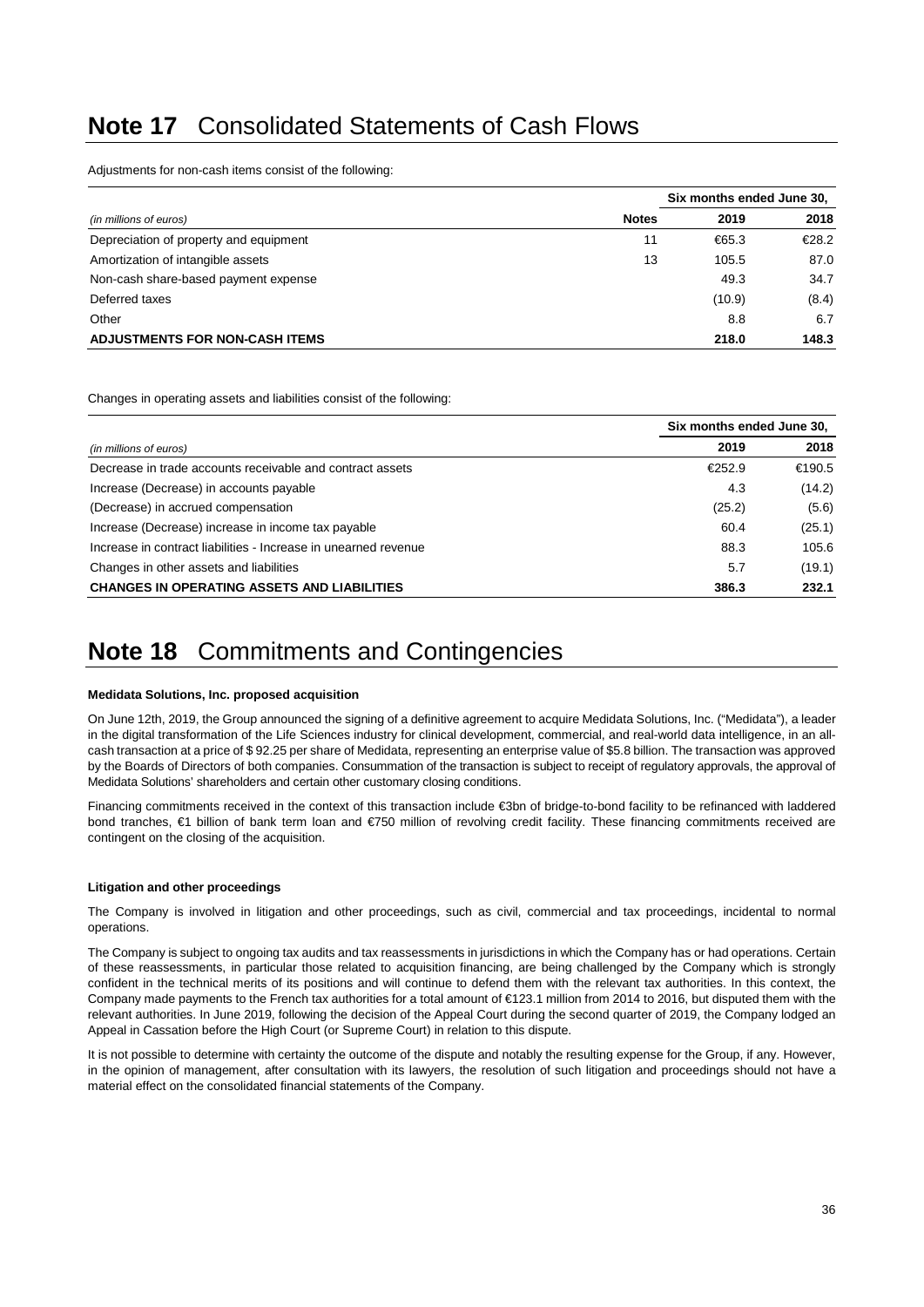# Note 17 Consolidated Statements of Cash Flows

Adjustments for non-cash items consist of the following:

| *(in millions of euros)* | Notes | Six months ended June 30, 2019 | 2018 |
|---|---|---|---|
| Depreciation of property and equipment | 11 | €65.3 | €28.2 |
| Amortization of intangible assets | 13 | 105.5 | 87.0 |
| Non-cash share-based payment expense | | 49.3 | 34.7 |
| Deferred taxes | | (10.9) | (8.4) |
| Other | | 8.8 | 6.7 |
| **ADJUSTMENTS FOR NON-CASH ITEMS** | | **218.0** | **148.3** |

Changes in operating assets and liabilities consist of the following:

| *(in millions of euros)* | Six months ended June 30, 2019 | 2018 |
|---|---|---|
| Decrease in trade accounts receivable and contract assets | €252.9 | €190.5 |
| Increase (Decrease) in accounts payable | 4.3 | (14.2) |
| (Decrease) in accrued compensation | (25.2) | (5.6) |
| Increase (Decrease) increase in income tax payable | 60.4 | (25.1) |
| Increase in contract liabilities - Increase in unearned revenue | 88.3 | 105.6 |
| Changes in other assets and liabilities | 5.7 | (19.1) |
| **CHANGES IN OPERATING ASSETS AND LIABILITIES** | **386.3** | **232.1** |

# Note 18 Commitments and Contingencies

**Medidata Solutions, Inc. proposed acquisition**

On June 12th, 2019, the Group announced the signing of a definitive agreement to acquire Medidata Solutions, Inc. ("Medidata"), a leader in the digital transformation of the Life Sciences industry for clinical development, commercial, and real-world data intelligence, in an all-cash transaction at a price of $ 92.25 per share of Medidata, representing an enterprise value of $5.8 billion. The transaction was approved by the Boards of Directors of both companies. Consummation of the transaction is subject to receipt of regulatory approvals, the approval of Medidata Solutions' shareholders and certain other customary closing conditions.

Financing commitments received in the context of this transaction include €3bn of bridge-to-bond facility to be refinanced with laddered bond tranches, €1 billion of bank term loan and €750 million of revolving credit facility. These financing commitments received are contingent on the closing of the acquisition.

**Litigation and other proceedings**

The Company is involved in litigation and other proceedings, such as civil, commercial and tax proceedings, incidental to normal operations.

The Company is subject to ongoing tax audits and tax reassessments in jurisdictions in which the Company has or had operations. Certain of these reassessments, in particular those related to acquisition financing, are being challenged by the Company which is strongly confident in the technical merits of its positions and will continue to defend them with the relevant tax authorities. In this context, the Company made payments to the French tax authorities for a total amount of €123.1 million from 2014 to 2016, but disputed them with the relevant authorities. In June 2019, following the decision of the Appeal Court during the second quarter of 2019, the Company lodged an Appeal in Cassation before the High Court (or Supreme Court) in relation to this dispute.

It is not possible to determine with certainty the outcome of the dispute and notably the resulting expense for the Group, if any. However, in the opinion of management, after consultation with its lawyers, the resolution of such litigation and proceedings should not have a material effect on the consolidated financial statements of the Company.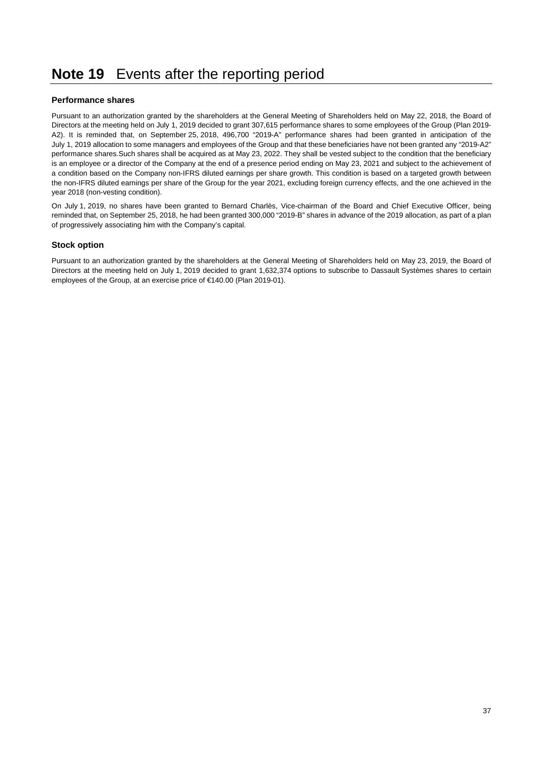# **Note 19** Events after the reporting period

### Performance shares

Pursuant to an authorization granted by the shareholders at the General Meeting of Shareholders held on May 22, 2018, the Board of Directors at the meeting held on July 1, 2019 decided to grant 307,615 performance shares to some employees of the Group (Plan 2019-A2). It is reminded that, on September 25, 2018, 496,700 "2019-A" performance shares had been granted in anticipation of the July 1, 2019 allocation to some managers and employees of the Group and that these beneficiaries have not been granted any "2019-A2" performance shares.Such shares shall be acquired as at May 23, 2022. They shall be vested subject to the condition that the beneficiary is an employee or a director of the Company at the end of a presence period ending on May 23, 2021 and subject to the achievement of a condition based on the Company non-IFRS diluted earnings per share growth. This condition is based on a targeted growth between the non-IFRS diluted earnings per share of the Group for the year 2021, excluding foreign currency effects, and the one achieved in the year 2018 (non-vesting condition).

On July 1, 2019, no shares have been granted to Bernard Charlès, Vice-chairman of the Board and Chief Executive Officer, being reminded that, on September 25, 2018, he had been granted 300,000 "2019-B" shares in advance of the 2019 allocation, as part of a plan of progressively associating him with the Company's capital.

### Stock option

Pursuant to an authorization granted by the shareholders at the General Meeting of Shareholders held on May 23, 2019, the Board of Directors at the meeting held on July 1, 2019 decided to grant 1,632,374 options to subscribe to Dassault Systèmes shares to certain employees of the Group, at an exercise price of €140.00 (Plan 2019-01).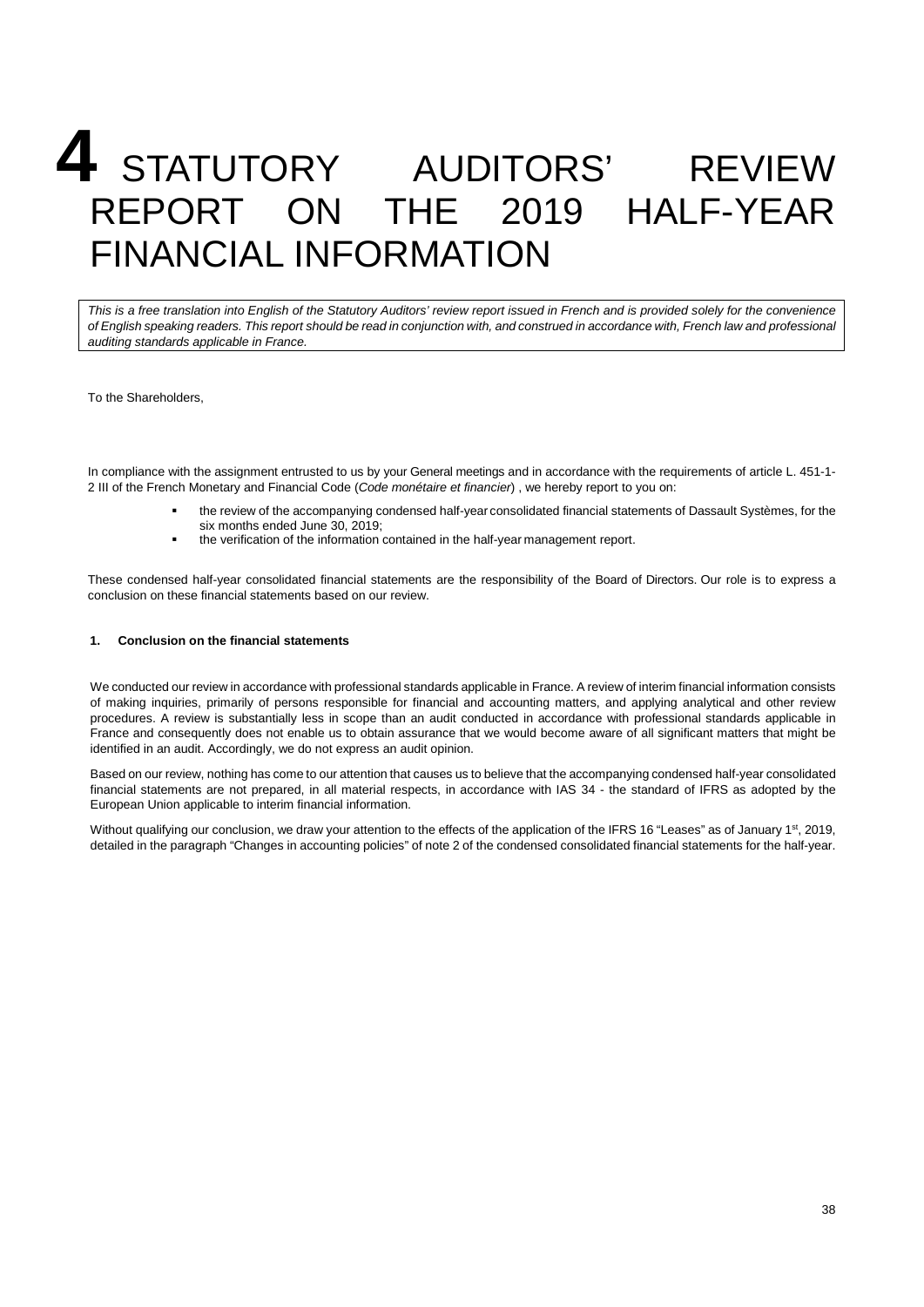# 4 STATUTORY AUDITORS' REVIEW REPORT ON THE 2019 HALF-YEAR FINANCIAL INFORMATION

*This is a free translation into English of the Statutory Auditors' review report issued in French and is provided solely for the convenience of English speaking readers. This report should be read in conjunction with, and construed in accordance with, French law and professional auditing standards applicable in France.*

To the Shareholders,

In compliance with the assignment entrusted to us by your General meetings and in accordance with the requirements of article L. 451-1-2 III of the French Monetary and Financial Code (*Code monétaire et financier*) , we hereby report to you on:

- the review of the accompanying condensed half-year consolidated financial statements of Dassault Systèmes, for the six months ended June 30, 2019;
- the verification of the information contained in the half-year management report.

These condensed half-year consolidated financial statements are the responsibility of the Board of Directors. Our role is to express a conclusion on these financial statements based on our review.

**1. Conclusion on the financial statements**

We conducted our review in accordance with professional standards applicable in France. A review of interim financial information consists of making inquiries, primarily of persons responsible for financial and accounting matters, and applying analytical and other review procedures. A review is substantially less in scope than an audit conducted in accordance with professional standards applicable in France and consequently does not enable us to obtain assurance that we would become aware of all significant matters that might be identified in an audit. Accordingly, we do not express an audit opinion.

Based on our review, nothing has come to our attention that causes us to believe that the accompanying condensed half-year consolidated financial statements are not prepared, in all material respects, in accordance with IAS 34 - the standard of IFRS as adopted by the European Union applicable to interim financial information.

Without qualifying our conclusion, we draw your attention to the effects of the application of the IFRS 16 "Leases" as of January 1st, 2019, detailed in the paragraph "Changes in accounting policies" of note 2 of the condensed consolidated financial statements for the half-year.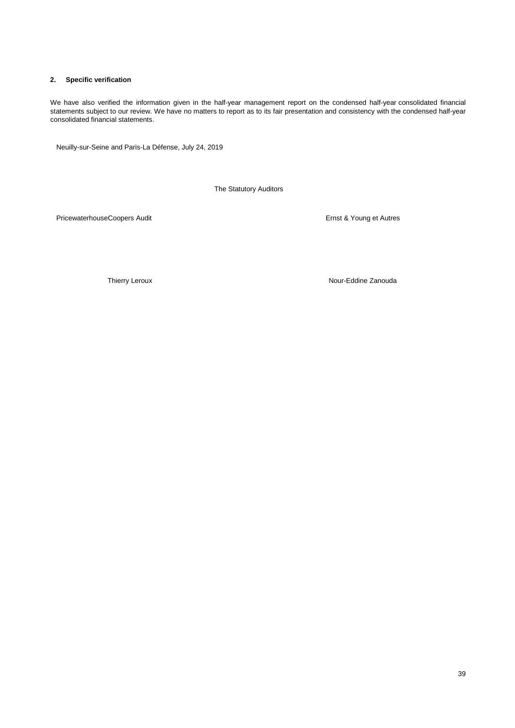## 2. Specific verification

We have also verified the information given in the half-year management report on the condensed half-year consolidated financial statements subject to our review. We have no matters to report as to its fair presentation and consistency with the condensed half-year consolidated financial statements.

Neuilly-sur-Seine and Paris-La Défense, July 24, 2019

The Statutory Auditors

PricewaterhouseCoopers Audit

Thierry Leroux

Ernst & Young et Autres

Nour-Eddine Zanouda